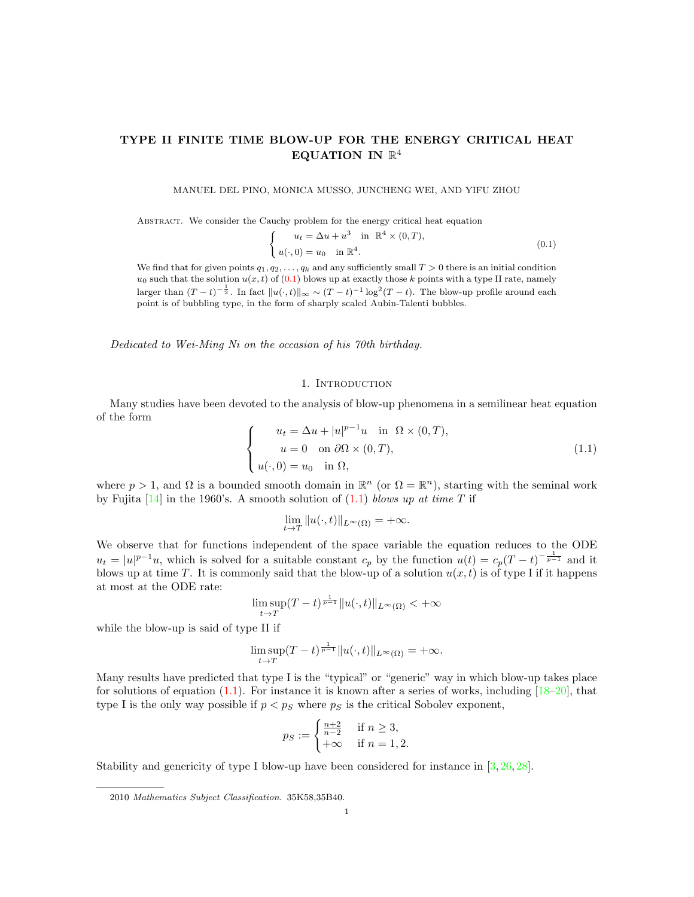# TYPE II FINITE TIME BLOW-UP FOR THE ENERGY CRITICAL HEAT EQUATION IN $\mathbb{R}^4$

MANUEL DEL PINO, MONICA MUSSO, JUNCHENG WEI, AND YIFU ZHOU

Abstract. We consider the Cauchy problem for the energy critical heat equation

$$\begin{cases} u_t = \Delta u + u^3 \quad \text{in } \mathbb{R}^4 \times (0,T), \\ u(\cdot,0) = u_0 \quad \text{in } \mathbb{R}^4. \end{cases} \tag{0.1}$$

We find that for given points $q_1, q_2, \ldots, q_k$ and any sufficiently small $T > 0$ there is an initial condition $u_0$ such that the solution $u(x,t)$ of (0.1) blows up at exactly those $k$ points with a type II rate, namely larger than $(T-t)^{-\frac{1}{2}}$. In fact $\|u(\cdot,t)\|_\infty \sim (T-t)^{-1}\log^2(T-t)$. The blow-up profile around each point is of bubbling type, in the form of sharply scaled Aubin-Talenti bubbles.

*Dedicated to Wei-Ming Ni on the occasion of his 70th birthday.*

## 1. Introduction

Many studies have been devoted to the analysis of blow-up phenomena in a semilinear heat equation of the form

$$\begin{cases} u_t = \Delta u + |u|^{p-1}u \quad \text{in } \Omega \times (0,T), \\ u = 0 \quad \text{on } \partial\Omega \times (0,T), \\ u(\cdot,0) = u_0 \quad \text{in } \Omega, \end{cases} \tag{1.1}$$

where $p > 1$, and $\Omega$ is a bounded smooth domain in $\mathbb{R}^n$ (or $\Omega = \mathbb{R}^n$), starting with the seminal work by Fujita [14] in the 1960's. A smooth solution of (1.1) *blows up at time* $T$ if

$$\lim_{t\to T} \|u(\cdot,t)\|_{L^\infty(\Omega)} = +\infty.$$

We observe that for functions independent of the space variable the equation reduces to the ODE $u_t = |u|^{p-1}u$, which is solved for a suitable constant $c_p$ by the function $u(t) = c_p(T-t)^{-\frac{1}{p-1}}$ and it blows up at time $T$. It is commonly said that the blow-up of a solution $u(x,t)$ is of type I if it happens at most at the ODE rate:

$$\limsup_{t\to T}(T-t)^{\frac{1}{p-1}}\|u(\cdot,t)\|_{L^\infty(\Omega)} < +\infty$$

while the blow-up is said of type II if

$$\limsup_{t\to T}(T-t)^{\frac{1}{p-1}}\|u(\cdot,t)\|_{L^\infty(\Omega)} = +\infty.$$

Many results have predicted that type I is the "typical" or "generic" way in which blow-up takes place for solutions of equation (1.1). For instance it is known after a series of works, including [18–20], that type I is the only way possible if $p < p_S$ where $p_S$ is the critical Sobolev exponent,

$$p_S := \begin{cases} \frac{n+2}{n-2} & \text{if } n \geq 3, \\ +\infty & \text{if } n = 1,2. \end{cases}$$

Stability and genericity of type I blow-up have been considered for instance in [3, 26, 28].

2010 *Mathematics Subject Classification.* 35K58,35B40.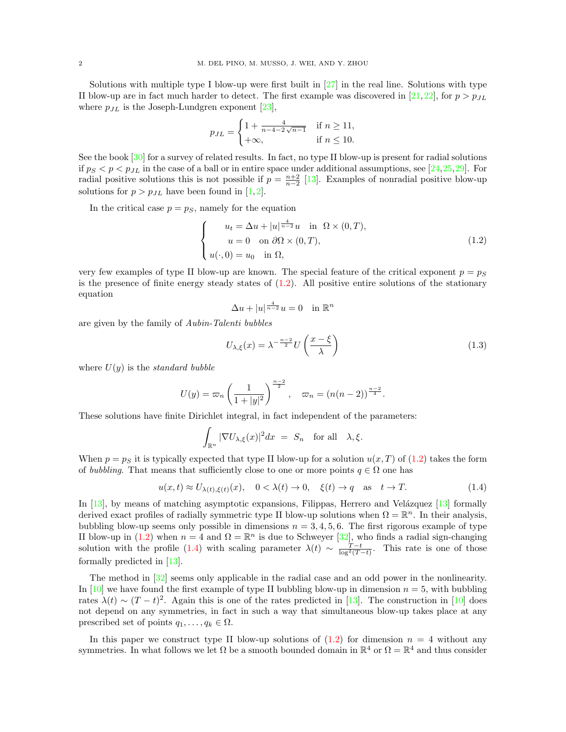Solutions with multiple type I blow-up were first built in [27] in the real line. Solutions with type II blow-up are in fact much harder to detect. The first example was discovered in [21,22], for $p > p_{JL}$ where $p_{JL}$ is the Joseph-Lundgren exponent [23],

$$
p_{JL} = \begin{cases} 1 + \frac{4}{n-4-2\sqrt{n-1}} & \text{if } n \geq 11, \\ +\infty, & \text{if } n \leq 10. \end{cases}
$$

See the book [30] for a survey of related results. In fact, no type II blow-up is present for radial solutions if $p_S < p < p_{JL}$ in the case of a ball or in entire space under additional assumptions, see [24,25,29]. For radial positive solutions this is not possible if $p = \frac{n+2}{n-2}$ [13]. Examples of nonradial positive blow-up solutions for $p > p_{JL}$ have been found in [1,2].

In the critical case $p = p_S$, namely for the equation

$$
\begin{cases} u_t = \Delta u + |u|^{\frac{4}{n-2}} u & \text{in } \Omega \times (0,T), \\ u = 0 & \text{on } \partial\Omega \times (0,T), \\ u(\cdot, 0) = u_0 & \text{in } \Omega, \end{cases} \tag{1.2}
$$

very few examples of type II blow-up are known. The special feature of the critical exponent $p = p_S$ is the presence of finite energy steady states of (1.2). All positive entire solutions of the stationary equation

$$
\Delta u + |u|^{\frac{4}{n-2}} u = 0 \quad \text{in } \mathbb{R}^n
$$

are given by the family of *Aubin-Talenti bubbles*

$$
U_{\lambda,\xi}(x) = \lambda^{-\frac{n-2}{2}} U\left(\frac{x-\xi}{\lambda}\right) \tag{1.3}
$$

where $U(y)$ is the *standard bubble*

$$
U(y) = \varpi_n \left(\frac{1}{1+|y|^2}\right)^{\frac{n-2}{2}}, \quad \varpi_n = (n(n-2))^{\frac{n-2}{4}}.
$$

These solutions have finite Dirichlet integral, in fact independent of the parameters:

$$
\int_{\mathbb{R}^n} |\nabla U_{\lambda,\xi}(x)|^2 dx = S_n \quad \text{for all} \quad \lambda, \xi.
$$

When $p = p_S$ it is typically expected that type II blow-up for a solution $u(x,T)$ of (1.2) takes the form of *bubbling*. That means that sufficiently close to one or more points $q \in \Omega$ one has

$$
u(x,t) \approx U_{\lambda(t),\xi(t)}(x), \quad 0 < \lambda(t) \to 0, \quad \xi(t) \to q \quad \text{as} \quad t \to T. \tag{1.4}
$$

In [13], by means of matching asymptotic expansions, Filippas, Herrero and Velázquez [13] formally derived exact profiles of radially symmetric type II blow-up solutions when $\Omega = \mathbb{R}^n$. In their analysis, bubbling blow-up seems only possible in dimensions $n = 3, 4, 5, 6$. The first rigorous example of type II blow-up in (1.2) when $n = 4$ and $\Omega = \mathbb{R}^n$ is due to Schweyer [32], who finds a radial sign-changing solution with the profile (1.4) with scaling parameter $\lambda(t) \sim \frac{T-t}{\log^2(T-t)}$. This rate is one of those formally predicted in [13].

The method in [32] seems only applicable in the radial case and an odd power in the nonlinearity. In [10] we have found the first example of type II bubbling blow-up in dimension $n = 5$, with bubbling rates $\lambda(t) \sim (T-t)^2$. Again this is one of the rates predicted in [13]. The construction in [10] does not depend on any symmetries, in fact in such a way that simultaneous blow-up takes place at any prescribed set of points $q_1, \ldots, q_k \in \Omega$.

In this paper we construct type II blow-up solutions of (1.2) for dimension $n = 4$ without any symmetries. In what follows we let $\Omega$ be a smooth bounded domain in $\mathbb{R}^4$ or $\Omega = \mathbb{R}^4$ and thus consider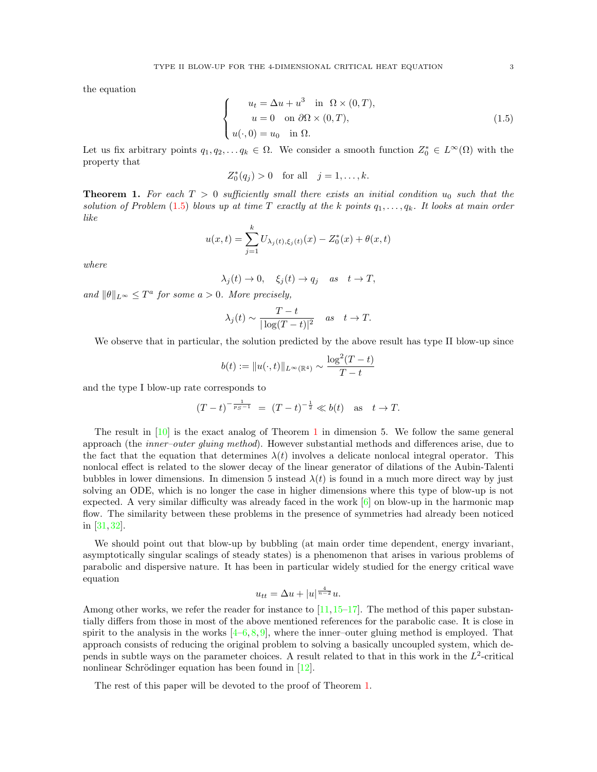the equation

$$
\begin{cases}
u_t = \Delta u + u^3 \quad \text{in } \ \Omega \times (0,T), \\
u = 0 \quad \text{on } \partial\Omega \times (0,T), \\
u(\cdot, 0) = u_0 \quad \text{in } \Omega.
\end{cases}
\tag{1.5}
$$

Let us fix arbitrary points $q_1, q_2, \ldots q_k \in \Omega$. We consider a smooth function $Z_0^* \in L^\infty(\Omega)$ with the property that

$$
Z_0^*(q_j) > 0 \quad \text{for all} \quad j = 1, \ldots, k.
$$

**Theorem 1.** *For each $T > 0$ sufficiently small there exists an initial condition $u_0$ such that the solution of Problem (1.5) blows up at time $T$ exactly at the $k$ points $q_1, \ldots, q_k$. It looks at main order like*

$$
u(x,t) = \sum_{j=1}^{k} U_{\lambda_j(t), \xi_j(t)}(x) - Z_0^*(x) + \theta(x,t)
$$

*where*

$$
\lambda_j(t) \to 0, \quad \xi_j(t) \to q_j \quad \text{as} \quad t \to T,
$$

*and $\|\theta\|_{L^\infty} \le T^a$ for some $a > 0$. More precisely,*

$$
\lambda_j(t) \sim \frac{T - t}{|\log(T-t)|^2} \quad \text{as} \quad t \to T.
$$

We observe that in particular, the solution predicted by the above result has type II blow-up since

$$
b(t) := \|u(\cdot, t)\|_{L^\infty(\mathbb{R}^4)} \sim \frac{\log^2(T-t)}{T-t}
$$

and the type I blow-up rate corresponds to

$$
(T-t)^{-\frac{1}{p_S - 1}} \; = \; (T-t)^{-\frac{1}{2}} \ll b(t) \quad \text{as} \quad t \to T.
$$

The result in [10] is the exact analog of Theorem 1 in dimension 5. We follow the same general approach (the *inner–outer gluing method*). However substantial methods and differences arise, due to the fact that the equation that determines $\lambda(t)$ involves a delicate nonlocal integral operator. This nonlocal effect is related to the slower decay of the linear generator of dilations of the Aubin-Talenti bubbles in lower dimensions. In dimension 5 instead $\lambda(t)$ is found in a much more direct way by just solving an ODE, which is no longer the case in higher dimensions where this type of blow-up is not expected. A very similar difficulty was already faced in the work [6] on blow-up in the harmonic map flow. The similarity between these problems in the presence of symmetries had already been noticed in [31, 32].

We should point out that blow-up by bubbling (at main order time dependent, energy invariant, asymptotically singular scalings of steady states) is a phenomenon that arises in various problems of parabolic and dispersive nature. It has been in particular widely studied for the energy critical wave equation

$$
u_{tt} = \Delta u + |u|^{\frac{4}{n-2}} u.
$$

Among other works, we refer the reader for instance to [11, 15–17]. The method of this paper substantially differs from those in most of the above mentioned references for the parabolic case. It is close in spirit to the analysis in the works [4–6, 8, 9], where the inner–outer gluing method is employed. That approach consists of reducing the original problem to solving a basically uncoupled system, which depends in subtle ways on the parameter choices. A result related to that in this work in the $L^2$-critical nonlinear Schrödinger equation has been found in [12].

The rest of this paper will be devoted to the proof of Theorem 1.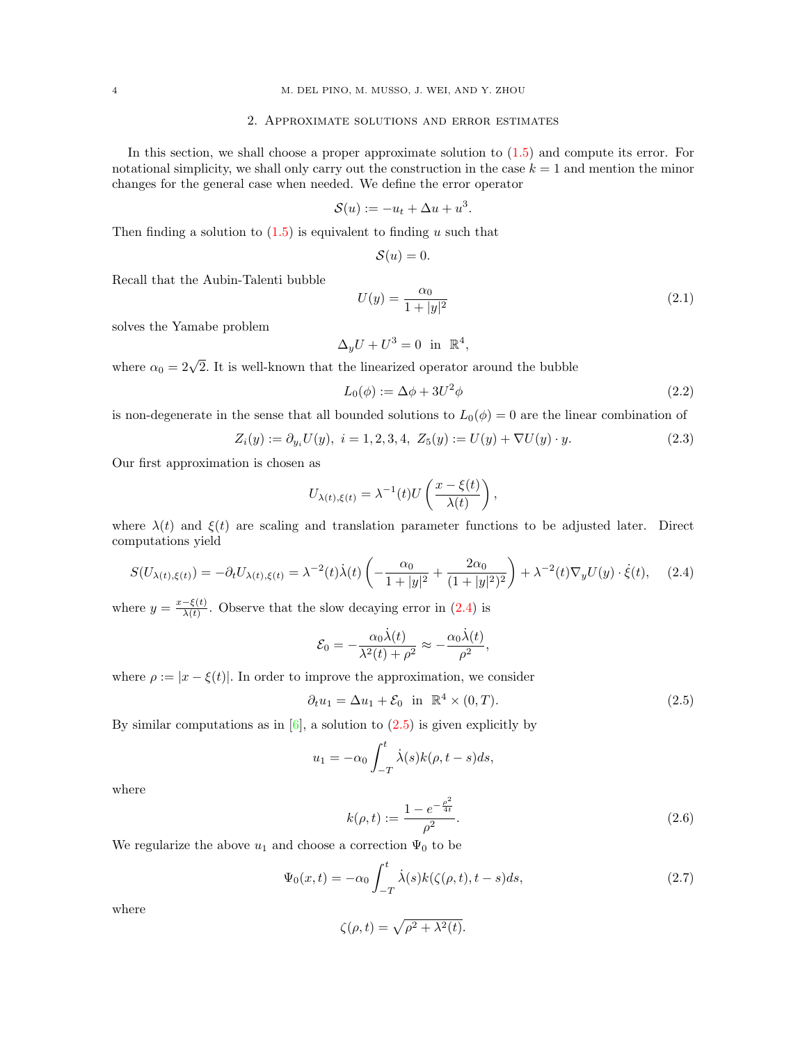## 2. Approximate solutions and error estimates

In this section, we shall choose a proper approximate solution to (1.5) and compute its error. For notational simplicity, we shall only carry out the construction in the case $k = 1$ and mention the minor changes for the general case when needed. We define the error operator

$$\mathcal{S}(u) := -u_t + \Delta u + u^3.$$

Then finding a solution to (1.5) is equivalent to finding $u$ such that

$$\mathcal{S}(u) = 0.$$

Recall that the Aubin-Talenti bubble

$$U(y) = \frac{\alpha_0}{1 + |y|^2} \tag{2.1}$$

solves the Yamabe problem

$$\Delta_y U + U^3 = 0 \ \text{ in } \ \mathbb{R}^4,$$

where $\alpha_0 = 2\sqrt{2}$. It is well-known that the linearized operator around the bubble

$$L_0(\phi) := \Delta \phi + 3U^2 \phi \tag{2.2}$$

is non-degenerate in the sense that all bounded solutions to $L_0(\phi) = 0$ are the linear combination of

$$Z_i(y) := \partial_{y_i} U(y), \ i = 1, 2, 3, 4, \ Z_5(y) := U(y) + \nabla U(y) \cdot y. \tag{2.3}$$

Our first approximation is chosen as

$$U_{\lambda(t), \xi(t)} = \lambda^{-1}(t) U\left(\frac{x - \xi(t)}{\lambda(t)}\right),$$

where $\lambda(t)$ and $\xi(t)$ are scaling and translation parameter functions to be adjusted later. Direct computations yield

$$S(U_{\lambda(t), \xi(t)}) = -\partial_t U_{\lambda(t), \xi(t)} = \lambda^{-2}(t) \dot{\lambda}(t) \left(-\frac{\alpha_0}{1 + |y|^2} + \frac{2\alpha_0}{(1 + |y|^2)^2}\right) + \lambda^{-2}(t) \nabla_y U(y) \cdot \dot{\xi}(t), \tag{2.4}$$

where $y = \frac{x - \xi(t)}{\lambda(t)}$. Observe that the slow decaying error in (2.4) is

$$\mathcal{E}_0 = -\frac{\alpha_0 \dot{\lambda}(t)}{\lambda^2(t) + \rho^2} \approx -\frac{\alpha_0 \dot{\lambda}(t)}{\rho^2},$$

where $\rho := |x - \xi(t)|$. In order to improve the approximation, we consider

$$\partial_t u_1 = \Delta u_1 + \mathcal{E}_0 \ \text{ in } \ \mathbb{R}^4 \times (0, T). \tag{2.5}$$

By similar computations as in [6], a solution to (2.5) is given explicitly by

$$u_1 = -\alpha_0 \int_{-T}^{t} \dot{\lambda}(s) k(\rho, t - s) ds,$$

where

$$k(\rho, t) := \frac{1 - e^{-\frac{\rho^2}{4t}}}{\rho^2}. \tag{2.6}$$

We regularize the above $u_1$ and choose a correction $\Psi_0$ to be

$$\Psi_0(x, t) = -\alpha_0 \int_{-T}^{t} \dot{\lambda}(s) k(\zeta(\rho, t), t - s) ds, \tag{2.7}$$

where

$$\zeta(\rho, t) = \sqrt{\rho^2 + \lambda^2(t)}.$$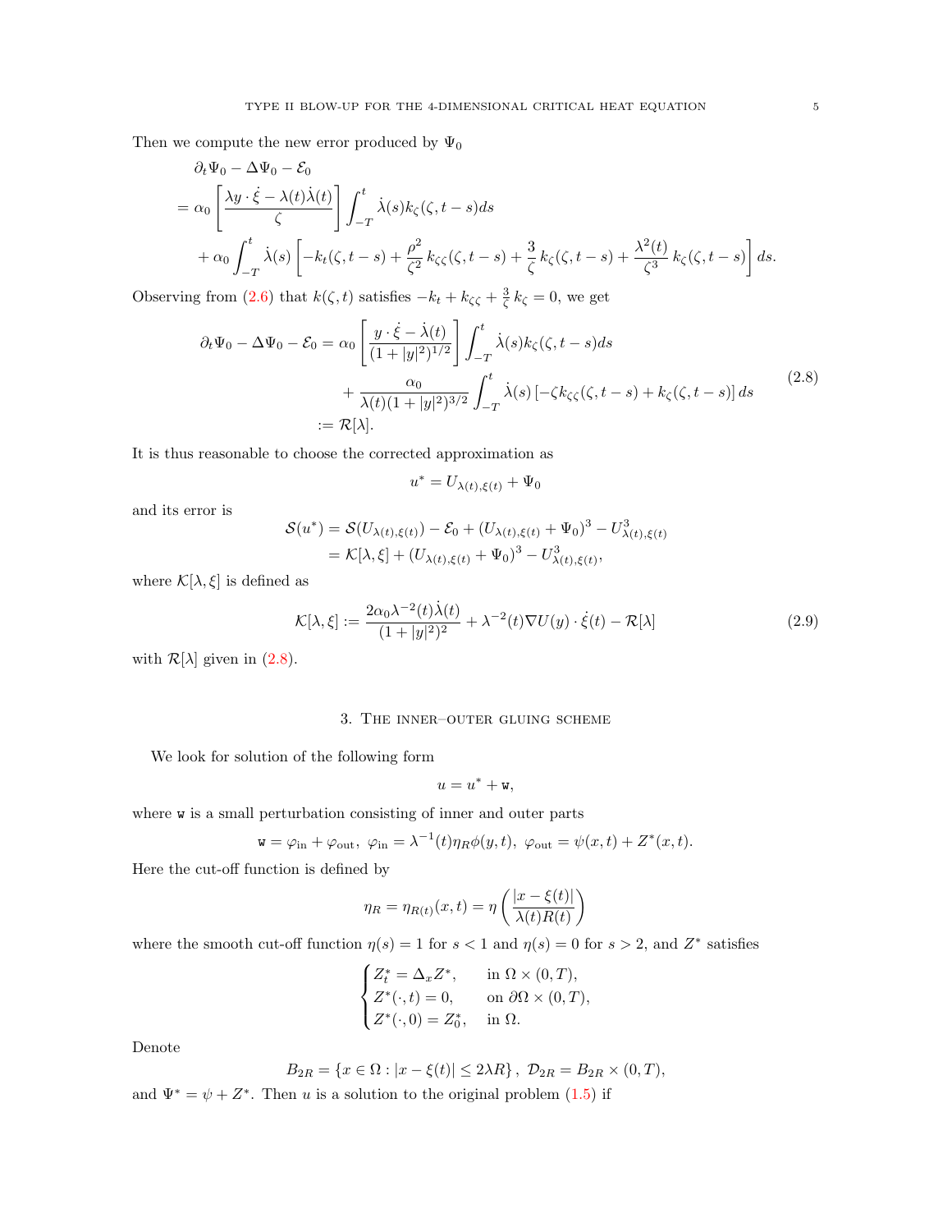Then we compute the new error produced by $\Psi_0$

$$
\begin{aligned}
&\partial_t \Psi_0 - \Delta \Psi_0 - \mathcal{E}_0 \\
&= \alpha_0 \left[ \frac{\lambda y \cdot \dot{\xi} - \lambda(t)\dot{\lambda}(t)}{\zeta} \right] \int_{-T}^{t} \dot{\lambda}(s) k_\zeta(\zeta, t-s) ds \\
&\quad + \alpha_0 \int_{-T}^{t} \dot{\lambda}(s) \left[ -k_t(\zeta, t-s) + \frac{\rho^2}{\zeta^2} k_{\zeta\zeta}(\zeta, t-s) + \frac{3}{\zeta} k_\zeta(\zeta, t-s) + \frac{\lambda^2(t)}{\zeta^3} k_\zeta(\zeta, t-s) \right] ds.
\end{aligned}
$$

Observing from (2.6) that $k(\zeta, t)$ satisfies $-k_t + k_{\zeta\zeta} + \frac{3}{\zeta} k_\zeta = 0$, we get

$$
\begin{aligned}
\partial_t \Psi_0 - \Delta \Psi_0 - \mathcal{E}_0 &= \alpha_0 \left[ \frac{y \cdot \dot{\xi} - \dot{\lambda}(t)}{(1+|y|^2)^{1/2}} \right] \int_{-T}^{t} \dot{\lambda}(s) k_\zeta(\zeta, t-s) ds \\
&\quad + \frac{\alpha_0}{\lambda(t)(1+|y|^2)^{3/2}} \int_{-T}^{t} \dot{\lambda}(s) \left[ -\zeta k_{\zeta\zeta}(\zeta, t-s) + k_\zeta(\zeta, t-s) \right] ds \\
&:= \mathcal{R}[\lambda].
\end{aligned}
\tag{2.8}
$$

It is thus reasonable to choose the corrected approximation as

$$
u^* = U_{\lambda(t), \xi(t)} + \Psi_0
$$

and its error is

$$
\begin{aligned}
\mathcal{S}(u^*) &= \mathcal{S}(U_{\lambda(t),\xi(t)}) - \mathcal{E}_0 + (U_{\lambda(t),\xi(t)} + \Psi_0)^3 - U^3_{\lambda(t),\xi(t)} \\
&= \mathcal{K}[\lambda, \xi] + (U_{\lambda(t),\xi(t)} + \Psi_0)^3 - U^3_{\lambda(t),\xi(t)},
\end{aligned}
$$

where $\mathcal{K}[\lambda, \xi]$ is defined as

$$
\mathcal{K}[\lambda, \xi] := \frac{2\alpha_0 \lambda^{-2}(t) \dot{\lambda}(t)}{(1+|y|^2)^2} + \lambda^{-2}(t) \nabla U(y) \cdot \dot{\xi}(t) - \mathcal{R}[\lambda] \tag{2.9}
$$

with $\mathcal{R}[\lambda]$ given in (2.8).

## 3. The inner–outer gluing scheme

We look for solution of the following form

$$
u = u^* + \mathtt{w},
$$

where $\mathtt{w}$ is a small perturbation consisting of inner and outer parts

$$
\mathtt{w} = \varphi_{\text{in}} + \varphi_{\text{out}}, \ \varphi_{\text{in}} = \lambda^{-1}(t) \eta_R \phi(y, t), \ \varphi_{\text{out}} = \psi(x, t) + Z^*(x, t).
$$

Here the cut-off function is defined by

$$
\eta_R = \eta_{R(t)}(x, t) = \eta \left( \frac{|x - \xi(t)|}{\lambda(t) R(t)} \right)
$$

where the smooth cut-off function $\eta(s) = 1$ for $s < 1$ and $\eta(s) = 0$ for $s > 2$, and $Z^*$ satisfies

$$
\begin{cases}
Z^*_t = \Delta_x Z^*, & \text{in } \Omega \times (0, T), \\
Z^*(\cdot, t) = 0, & \text{on } \partial\Omega \times (0, T), \\
Z^*(\cdot, 0) = Z^*_0, & \text{in } \Omega.
\end{cases}
$$

Denote

$$
B_{2R} = \{ x \in \Omega : |x - \xi(t)| \le 2\lambda R \}, \ \mathcal{D}_{2R} = B_{2R} \times (0, T),
$$

and $\Psi^* = \psi + Z^*$. Then $u$ is a solution to the original problem (1.5) if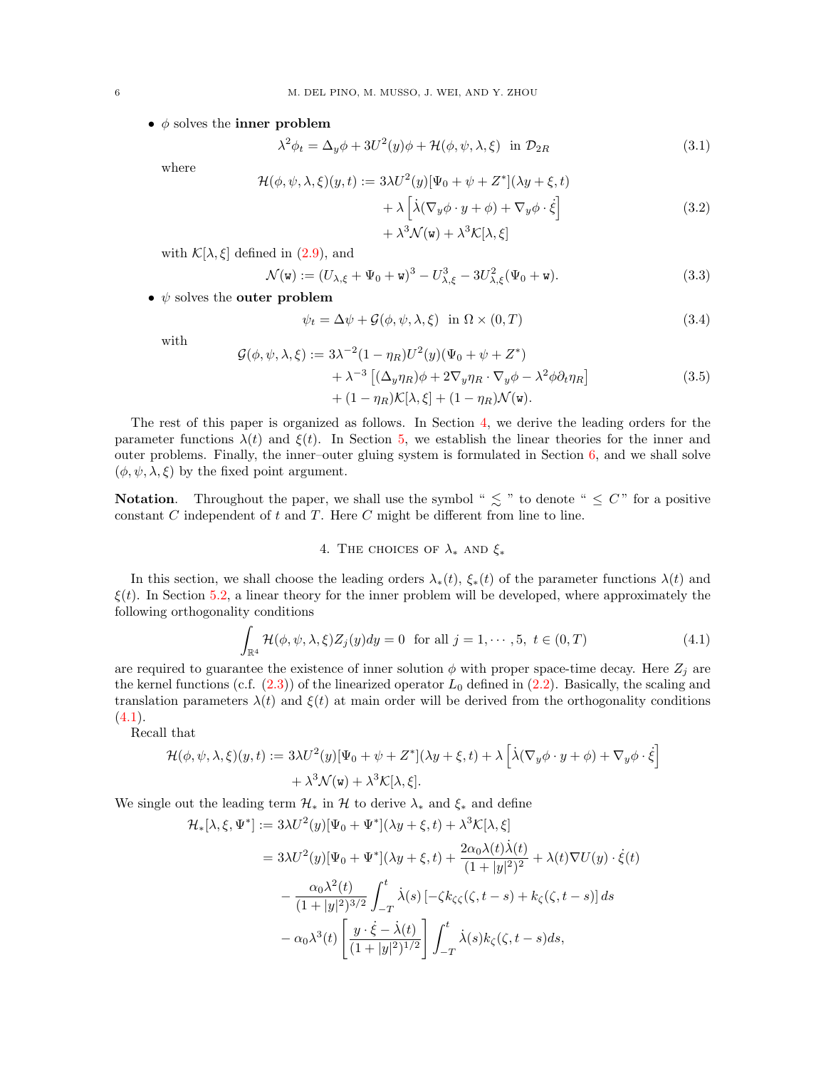- $\phi$ solves the **inner problem**

$$
\lambda^2 \phi_t = \Delta_y \phi + 3U^2(y)\phi + \mathcal{H}(\phi, \psi, \lambda, \xi) \quad \text{in } \mathcal{D}_{2R} \tag{3.1}
$$

  where

$$
\begin{aligned}
\mathcal{H}(\phi, \psi, \lambda, \xi)(y,t) := \; & 3\lambda U^2(y)[\Psi_0 + \psi + Z^*](\lambda y + \xi, t) \\
& + \lambda \left[ \dot{\lambda}(\nabla_y \phi \cdot y + \phi) + \nabla_y \phi \cdot \dot{\xi} \right] \\
& + \lambda^3 \mathcal{N}(\mathtt{w}) + \lambda^3 \mathcal{K}[\lambda, \xi]
\end{aligned} \tag{3.2}
$$

  with $\mathcal{K}[\lambda, \xi]$ defined in (2.9), and

$$
\mathcal{N}(\mathtt{w}) := (U_{\lambda,\xi} + \Psi_0 + \mathtt{w})^3 - U_{\lambda,\xi}^3 - 3U_{\lambda,\xi}^2(\Psi_0 + \mathtt{w}). \tag{3.3}
$$

- $\psi$ solves the **outer problem**

$$
\psi_t = \Delta \psi + \mathcal{G}(\phi, \psi, \lambda, \xi) \quad \text{in } \Omega \times (0, T) \tag{3.4}
$$

  with

$$
\begin{aligned}
\mathcal{G}(\phi, \psi, \lambda, \xi) := \; & 3\lambda^{-2}(1 - \eta_R)U^2(y)(\Psi_0 + \psi + Z^*) \\
& + \lambda^{-3} \left[ (\Delta_y \eta_R)\phi + 2\nabla_y \eta_R \cdot \nabla_y \phi - \lambda^2 \phi \partial_t \eta_R \right] \\
& + (1 - \eta_R)\mathcal{K}[\lambda, \xi] + (1 - \eta_R)\mathcal{N}(\mathtt{w}).
\end{aligned} \tag{3.5}
$$

The rest of this paper is organized as follows. In Section 4, we derive the leading orders for the parameter functions $\lambda(t)$ and $\xi(t)$. In Section 5, we establish the linear theories for the inner and outer problems. Finally, the inner–outer gluing system is formulated in Section 6, and we shall solve $(\phi, \psi, \lambda, \xi)$ by the fixed point argument.

**Notation**. Throughout the paper, we shall use the symbol " $\lesssim$ " to denote " $\leq C$ " for a positive constant $C$ independent of $t$ and $T$. Here $C$ might be different from line to line.

## 4. The choices of $\lambda_*$ and $\xi_*$

In this section, we shall choose the leading orders $\lambda_*(t)$, $\xi_*(t)$ of the parameter functions $\lambda(t)$ and $\xi(t)$. In Section 5.2, a linear theory for the inner problem will be developed, where approximately the following orthogonality conditions

$$
\int_{\mathbb{R}^4} \mathcal{H}(\phi, \psi, \lambda, \xi) Z_j(y) dy = 0 \quad \text{for all } j = 1, \cdots, 5, \; t \in (0, T) \tag{4.1}
$$

are required to guarantee the existence of inner solution $\phi$ with proper space-time decay. Here $Z_j$ are the kernel functions (c.f. (2.3)) of the linearized operator $L_0$ defined in (2.2). Basically, the scaling and translation parameters $\lambda(t)$ and $\xi(t)$ at main order will be derived from the orthogonality conditions (4.1).

Recall that

$$
\begin{aligned}
\mathcal{H}(\phi, \psi, \lambda, \xi)(y,t) := \; & 3\lambda U^2(y)[\Psi_0 + \psi + Z^*](\lambda y + \xi, t) + \lambda \left[ \dot{\lambda}(\nabla_y \phi \cdot y + \phi) + \nabla_y \phi \cdot \dot{\xi} \right] \\
& + \lambda^3 \mathcal{N}(\mathtt{w}) + \lambda^3 \mathcal{K}[\lambda, \xi].
\end{aligned}
$$

We single out the leading term $\mathcal{H}_*$ in $\mathcal{H}$ to derive $\lambda_*$ and $\xi_*$ and define

$$
\begin{aligned}
\mathcal{H}_*[\lambda, \xi, \Psi^*] := \; & 3\lambda U^2(y)[\Psi_0 + \Psi^*](\lambda y + \xi, t) + \lambda^3 \mathcal{K}[\lambda, \xi] \\
= \; & 3\lambda U^2(y)[\Psi_0 + \Psi^*](\lambda y + \xi, t) + \frac{2\alpha_0 \lambda(t)\dot{\lambda}(t)}{(1+|y|^2)^2} + \lambda(t)\nabla U(y) \cdot \dot{\xi}(t) \\
& - \frac{\alpha_0 \lambda^2(t)}{(1+|y|^2)^{3/2}} \int_{-T}^{t} \dot{\lambda}(s) \left[ -\zeta k_{\zeta\zeta}(\zeta, t-s) + k_\zeta(\zeta, t-s) \right] ds \\
& - \alpha_0 \lambda^3(t) \left[ \frac{y \cdot \dot{\xi} - \dot{\lambda}(t)}{(1+|y|^2)^{1/2}} \right] \int_{-T}^{t} \dot{\lambda}(s) k_\zeta(\zeta, t-s) ds,
\end{aligned}
$$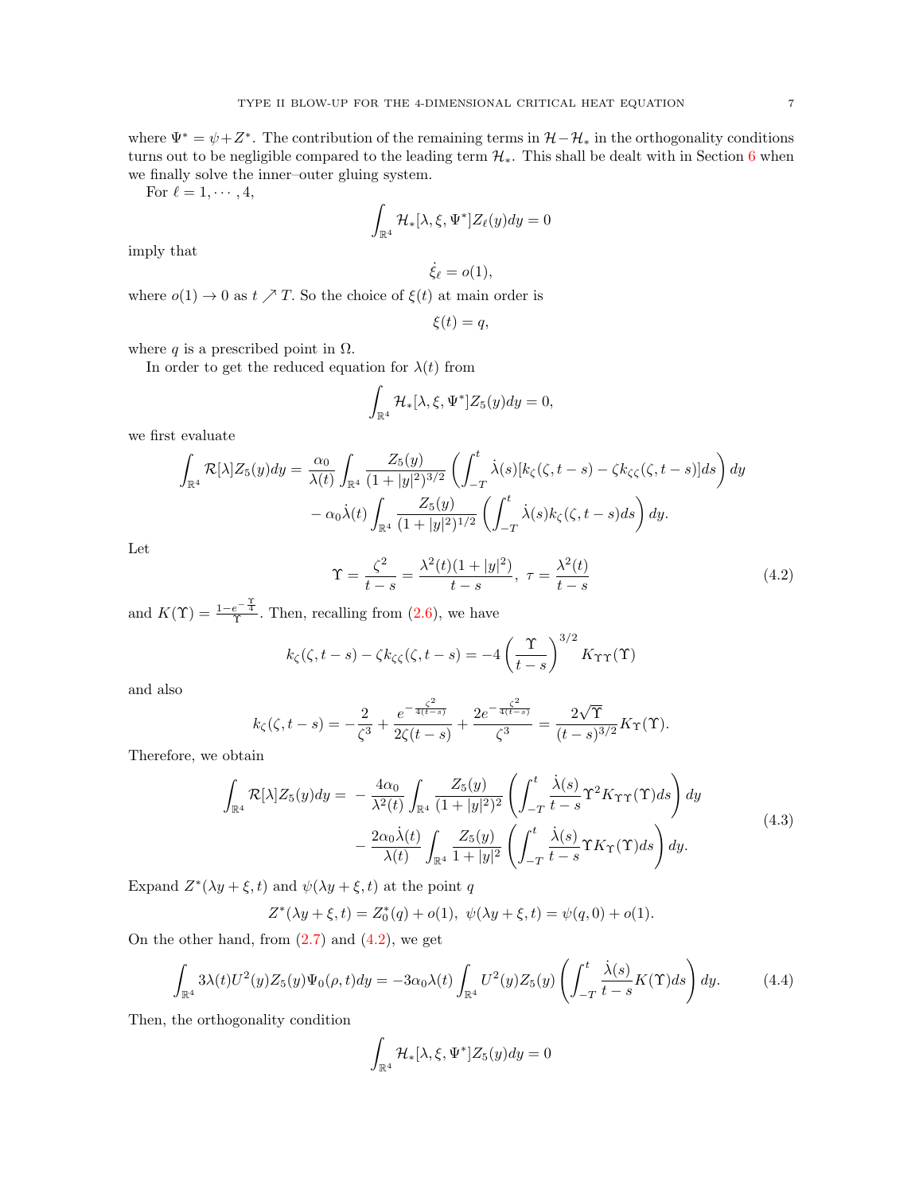where $\Psi^* = \psi + Z^*$. The contribution of the remaining terms in $\mathcal{H} - \mathcal{H}_*$ in the orthogonality conditions turns out to be negligible compared to the leading term $\mathcal{H}_*$. This shall be dealt with in Section 6 when we finally solve the inner–outer gluing system.

For $\ell = 1, \cdots, 4$,

$$\int_{\mathbb{R}^4} \mathcal{H}_*[\lambda, \xi, \Psi^*] Z_\ell(y) dy = 0$$

imply that

$$\dot{\xi}_\ell = o(1),$$

where $o(1) \to 0$ as $t \nearrow T$. So the choice of $\xi(t)$ at main order is

$$\xi(t) = q,$$

where $q$ is a prescribed point in $\Omega$.

In order to get the reduced equation for $\lambda(t)$ from

$$\int_{\mathbb{R}^4} \mathcal{H}_*[\lambda, \xi, \Psi^*] Z_5(y) dy = 0,$$

we first evaluate

$$\begin{aligned}\int_{\mathbb{R}^4} \mathcal{R}[\lambda] Z_5(y) dy = &\frac{\alpha_0}{\lambda(t)} \int_{\mathbb{R}^4} \frac{Z_5(y)}{(1+|y|^2)^{3/2}} \left( \int_{-T}^{t} \dot{\lambda}(s) [k_\zeta(\zeta, t-s) - \zeta k_{\zeta\zeta}(\zeta, t-s)] ds \right) dy \\ &- \alpha_0 \dot{\lambda}(t) \int_{\mathbb{R}^4} \frac{Z_5(y)}{(1+|y|^2)^{1/2}} \left( \int_{-T}^{t} \dot{\lambda}(s) k_\zeta(\zeta, t-s) ds \right) dy.\end{aligned}$$

Let

$$\Upsilon = \frac{\zeta^2}{t-s} = \frac{\lambda^2(t)(1+|y|^2)}{t-s}, \ \tau = \frac{\lambda^2(t)}{t-s} \tag{4.2}$$

and $K(\Upsilon) = \frac{1 - e^{-\frac{\Upsilon}{4}}}{\Upsilon}$. Then, recalling from (2.6), we have

$$k_\zeta(\zeta, t-s) - \zeta k_{\zeta\zeta}(\zeta, t-s) = -4 \left( \frac{\Upsilon}{t-s} \right)^{3/2} K_{\Upsilon\Upsilon}(\Upsilon)$$

and also

$$k_\zeta(\zeta, t-s) = -\frac{2}{\zeta^3} + \frac{e^{-\frac{\zeta^2}{4(t-s)}}}{2\zeta(t-s)} + \frac{2e^{-\frac{\zeta^2}{4(t-s)}}}{\zeta^3} = \frac{2\sqrt{\Upsilon}}{(t-s)^{3/2}} K_\Upsilon(\Upsilon).$$

Therefore, we obtain

$$\begin{aligned}\int_{\mathbb{R}^4} \mathcal{R}[\lambda] Z_5(y) dy = &- \frac{4\alpha_0}{\lambda^2(t)} \int_{\mathbb{R}^4} \frac{Z_5(y)}{(1+|y|^2)^2} \left( \int_{-T}^{t} \frac{\dot{\lambda}(s)}{t-s} \Upsilon^2 K_{\Upsilon\Upsilon}(\Upsilon) ds \right) dy \\ &- \frac{2\alpha_0 \dot{\lambda}(t)}{\lambda(t)} \int_{\mathbb{R}^4} \frac{Z_5(y)}{1+|y|^2} \left( \int_{-T}^{t} \frac{\dot{\lambda}(s)}{t-s} \Upsilon K_\Upsilon(\Upsilon) ds \right) dy.\end{aligned} \tag{4.3}$$

Expand $Z^*(\lambda y + \xi, t)$ and $\psi(\lambda y + \xi, t)$ at the point $q$

$$Z^*(\lambda y + \xi, t) = Z_0^*(q) + o(1), \ \psi(\lambda y + \xi, t) = \psi(q, 0) + o(1).$$

On the other hand, from (2.7) and (4.2), we get

$$\int_{\mathbb{R}^4} 3\lambda(t) U^2(y) Z_5(y) \Psi_0(\rho, t) dy = -3\alpha_0 \lambda(t) \int_{\mathbb{R}^4} U^2(y) Z_5(y) \left( \int_{-T}^{t} \frac{\dot{\lambda}(s)}{t-s} K(\Upsilon) ds \right) dy. \tag{4.4}$$

Then, the orthogonality condition

$$\int_{\mathbb{R}^4} \mathcal{H}_*[\lambda, \xi, \Psi^*] Z_5(y) dy = 0$$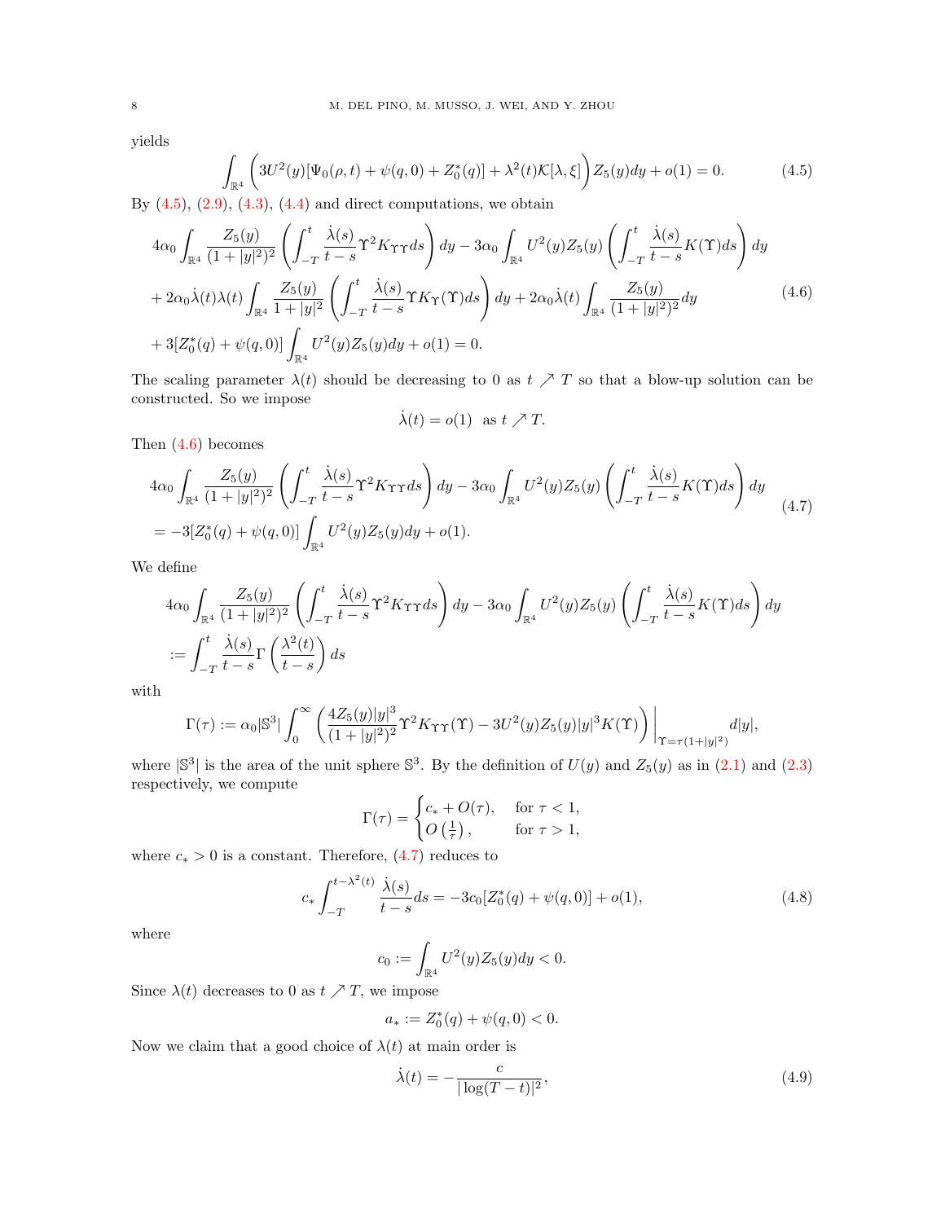yields

$$
\int_{\mathbb{R}^4} \left( 3U^2(y)[\Psi_0(\rho,t) + \psi(q,0) + Z_0^*(q)] + \lambda^2(t)\mathcal{K}[\lambda,\xi] \right) Z_5(y) dy + o(1) = 0. \tag{4.5}
$$

By (4.5), (2.9), (4.3), (4.4) and direct computations, we obtain

$$
\begin{aligned}
&4\alpha_0 \int_{\mathbb{R}^4} \frac{Z_5(y)}{(1+|y|^2)^2} \left( \int_{-T}^t \frac{\dot\lambda(s)}{t-s} \Upsilon^2 K_{\Upsilon\Upsilon} ds \right) dy - 3\alpha_0 \int_{\mathbb{R}^4} U^2(y) Z_5(y) \left( \int_{-T}^t \frac{\dot\lambda(s)}{t-s} K(\Upsilon) ds \right) dy \\
&+ 2\alpha_0 \dot\lambda(t)\lambda(t) \int_{\mathbb{R}^4} \frac{Z_5(y)}{1+|y|^2} \left( \int_{-T}^t \frac{\dot\lambda(s)}{t-s} \Upsilon K_\Upsilon(\Upsilon) ds \right) dy + 2\alpha_0 \dot\lambda(t) \int_{\mathbb{R}^4} \frac{Z_5(y)}{(1+|y|^2)^2} dy \\
&+ 3[Z_0^*(q) + \psi(q,0)] \int_{\mathbb{R}^4} U^2(y) Z_5(y) dy + o(1) = 0.
\end{aligned} \tag{4.6}
$$

The scaling parameter $\lambda(t)$ should be decreasing to 0 as $t \nearrow T$ so that a blow-up solution can be constructed. So we impose

$$
\dot\lambda(t) = o(1) \quad \text{as } t \nearrow T.
$$

Then (4.6) becomes

$$
\begin{aligned}
&4\alpha_0 \int_{\mathbb{R}^4} \frac{Z_5(y)}{(1+|y|^2)^2} \left( \int_{-T}^t \frac{\dot\lambda(s)}{t-s} \Upsilon^2 K_{\Upsilon\Upsilon} ds \right) dy - 3\alpha_0 \int_{\mathbb{R}^4} U^2(y) Z_5(y) \left( \int_{-T}^t \frac{\dot\lambda(s)}{t-s} K(\Upsilon) ds \right) dy \\
&= -3[Z_0^*(q) + \psi(q,0)] \int_{\mathbb{R}^4} U^2(y) Z_5(y) dy + o(1).
\end{aligned} \tag{4.7}
$$

We define

$$
\begin{aligned}
&4\alpha_0 \int_{\mathbb{R}^4} \frac{Z_5(y)}{(1+|y|^2)^2} \left( \int_{-T}^t \frac{\dot\lambda(s)}{t-s} \Upsilon^2 K_{\Upsilon\Upsilon} ds \right) dy - 3\alpha_0 \int_{\mathbb{R}^4} U^2(y) Z_5(y) \left( \int_{-T}^t \frac{\dot\lambda(s)}{t-s} K(\Upsilon) ds \right) dy \\
&:= \int_{-T}^t \frac{\dot\lambda(s)}{t-s} \Gamma\left( \frac{\lambda^2(t)}{t-s} \right) ds
\end{aligned}
$$

with

$$
\Gamma(\tau) := \alpha_0 |\mathbb{S}^3| \int_0^\infty \left( \frac{4 Z_5(y)|y|^3}{(1+|y|^2)^2} \Upsilon^2 K_{\Upsilon\Upsilon}(\Upsilon) - 3U^2(y) Z_5(y) |y|^3 K(\Upsilon) \right) \Big|_{\Upsilon = \tau(1+|y|^2)} d|y|,
$$

where $|\mathbb{S}^3|$ is the area of the unit sphere $\mathbb{S}^3$. By the definition of $U(y)$ and $Z_5(y)$ as in (2.1) and (2.3) respectively, we compute

$$
\Gamma(\tau) = \begin{cases} c_* + O(\tau), & \text{for } \tau < 1, \\ O\left(\frac{1}{\tau}\right), & \text{for } \tau > 1, \end{cases}
$$

where $c_* > 0$ is a constant. Therefore, (4.7) reduces to

$$
c_* \int_{-T}^{t-\lambda^2(t)} \frac{\dot\lambda(s)}{t-s} ds = -3c_0[Z_0^*(q) + \psi(q,0)] + o(1), \tag{4.8}
$$

where

$$
c_0 := \int_{\mathbb{R}^4} U^2(y) Z_5(y) dy < 0.
$$

Since $\lambda(t)$ decreases to 0 as $t \nearrow T$, we impose

$$
a_* := Z_0^*(q) + \psi(q,0) < 0.
$$

Now we claim that a good choice of $\lambda(t)$ at main order is

$$
\dot\lambda(t) = -\frac{c}{|\log(T-t)|^2}, \tag{4.9}
$$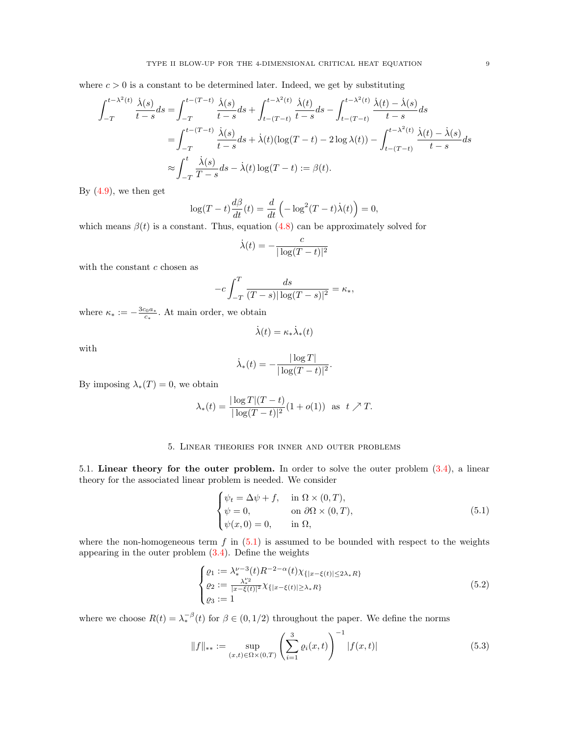where $c>0$ is a constant to be determined later. Indeed, we get by substituting

$$
\begin{aligned}
\int_{-T}^{t-\lambda^2(t)} \frac{\dot\lambda(s)}{t-s}ds &= \int_{-T}^{t-(T-t)} \frac{\dot\lambda(s)}{t-s}ds + \int_{t-(T-t)}^{t-\lambda^2(t)} \frac{\dot\lambda(t)}{t-s}ds - \int_{t-(T-t)}^{t-\lambda^2(t)} \frac{\dot\lambda(t)-\dot\lambda(s)}{t-s}ds \\
&= \int_{-T}^{t-(T-t)} \frac{\dot\lambda(s)}{t-s}ds + \dot\lambda(t)(\log(T-t) - 2\log\lambda(t)) - \int_{t-(T-t)}^{t-\lambda^2(t)} \frac{\dot\lambda(t)-\dot\lambda(s)}{t-s}ds \\
&\approx \int_{-T}^{t} \frac{\dot\lambda(s)}{T-s}ds - \dot\lambda(t)\log(T-t) := \beta(t).
\end{aligned}
$$

By (4.9), we then get

$$
\log(T-t)\frac{d\beta}{dt}(t) = \frac{d}{dt}\Big(-\log^2(T-t)\dot\lambda(t)\Big) = 0,
$$

which means $\beta(t)$ is a constant. Thus, equation (4.8) can be approximately solved for

$$
\dot\lambda(t) = -\frac{c}{|\log(T-t)|^2}
$$

with the constant $c$ chosen as

$$
-c\int_{-T}^{T} \frac{ds}{(T-s)|\log(T-s)|^2} = \kappa_*,
$$

where $\kappa_* := -\frac{3c_0 a_*}{c_*}$. At main order, we obtain

$$
\dot\lambda(t) = \kappa_*\dot\lambda_*(t)
$$

with

$$
\dot\lambda_*(t) = -\frac{|\log T|}{|\log(T-t)|^2}.
$$

By imposing $\lambda_*(T)=0$, we obtain

$$
\lambda_*(t) = \frac{|\log T|(T-t)}{|\log(T-t)|^2}(1+o(1)) \quad \text{as} \quad t\nearrow T.
$$

## 5. Linear theories for inner and outer problems

**5.1. Linear theory for the outer problem.** In order to solve the outer problem (3.4), a linear theory for the associated linear problem is needed. We consider

$$
\begin{cases}
\psi_t = \Delta\psi + f, & \text{in } \Omega\times(0,T),\\
\psi = 0, & \text{on } \partial\Omega\times(0,T),\\
\psi(x,0) = 0, & \text{in } \Omega,
\end{cases}
\tag{5.1}
$$

where the non-homogeneous term $f$ in (5.1) is assumed to be bounded with respect to the weights appearing in the outer problem (3.4). Define the weights

$$
\begin{cases}
\varrho_1 := \lambda_*^{\nu-3}(t)R^{-2-\alpha}(t)\chi_{\{|x-\xi(t)|\le 2\lambda_* R\}}\\
\varrho_2 := \frac{\lambda_*^{\nu_2}}{|x-\xi(t)|^2}\chi_{\{|x-\xi(t)|\ge \lambda_* R\}}\\
\varrho_3 := 1
\end{cases}
\tag{5.2}
$$

where we choose $R(t) = \lambda_*^{-\beta}(t)$ for $\beta\in(0,1/2)$ throughout the paper. We define the norms

$$
\|f\|_{**} := \sup_{(x,t)\in\Omega\times(0,T)} \left(\sum_{i=1}^{3}\varrho_i(x,t)\right)^{-1} |f(x,t)|
\tag{5.3}
$$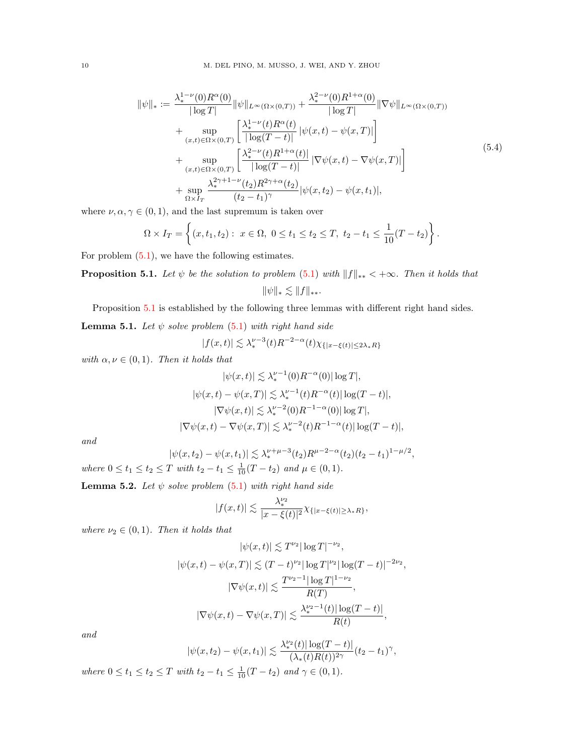$$
\begin{aligned}
\|\psi\|_* := & \frac{\lambda_*^{1-\nu}(0) R^{\alpha}(0)}{|\log T|} \|\psi\|_{L^\infty(\Omega\times(0,T))} + \frac{\lambda_*^{2-\nu}(0) R^{1+\alpha}(0)}{|\log T|} \|\nabla\psi\|_{L^\infty(\Omega\times(0,T))} \\
& + \sup_{(x,t)\in\Omega\times(0,T)} \left[ \frac{\lambda_*^{1-\nu}(t) R^{\alpha}(t)}{|\log(T-t)|} \left|\psi(x,t) - \psi(x,T)\right| \right] \\
& + \sup_{(x,t)\in\Omega\times(0,T)} \left[ \frac{\lambda_*^{2-\nu}(t) R^{1+\alpha}(t)|}{|\log(T-t)|} \left|\nabla\psi(x,t) - \nabla\psi(x,T)\right| \right] \\
& + \sup_{\Omega\times I_T} \frac{\lambda_*^{2\gamma+1-\nu}(t_2) R^{2\gamma+\alpha}(t_2)}{(t_2-t_1)^{\gamma}} |\psi(x,t_2) - \psi(x,t_1)|,
\end{aligned} \tag{5.4}
$$

where $\nu, \alpha, \gamma \in (0,1)$, and the last supremum is taken over

$$
\Omega \times I_T = \left\{ (x, t_1, t_2) : \ x \in \Omega, \ 0 \le t_1 \le t_2 \le T, \ t_2 - t_1 \le \frac{1}{10}(T - t_2) \right\}.
$$

For problem (5.1), we have the following estimates.

**Proposition 5.1.** *Let $\psi$ be the solution to problem (5.1) with $\|f\|_{**} < +\infty$. Then it holds that*

$$
\|\psi\|_* \lesssim \|f\|_{**}.
$$

Proposition 5.1 is established by the following three lemmas with different right hand sides.

**Lemma 5.1.** *Let $\psi$ solve problem (5.1) with right hand side*

$$
|f(x,t)| \lesssim \lambda_*^{\nu-3}(t) R^{-2-\alpha}(t) \chi_{\{|x-\xi(t)|\le 2\lambda_* R\}}
$$

*with $\alpha, \nu \in (0,1)$. Then it holds that*

$$
\begin{aligned}
|\psi(x,t)| &\lesssim \lambda_*^{\nu-1}(0) R^{-\alpha}(0) |\log T|, \\
|\psi(x,t) - \psi(x,T)| &\lesssim \lambda_*^{\nu-1}(t) R^{-\alpha}(t) |\log(T-t)|, \\
|\nabla\psi(x,t)| &\lesssim \lambda_*^{\nu-2}(0) R^{-1-\alpha}(0) |\log T|, \\
|\nabla\psi(x,t) - \nabla\psi(x,T)| &\lesssim \lambda_*^{\nu-2}(t) R^{-1-\alpha}(t) |\log(T-t)|,
\end{aligned}
$$

*and*

$$
|\psi(x,t_2) - \psi(x,t_1)| \lesssim \lambda_*^{\nu+\mu-3}(t_2) R^{\mu-2-\alpha}(t_2) (t_2-t_1)^{1-\mu/2},
$$

*where $0 \le t_1 \le t_2 \le T$ with $t_2 - t_1 \le \frac{1}{10}(T-t_2)$ and $\mu \in (0,1)$.*

**Lemma 5.2.** *Let $\psi$ solve problem (5.1) with right hand side*

$$
|f(x,t)| \lesssim \frac{\lambda_*^{\nu_2}}{|x-\xi(t)|^2} \chi_{\{|x-\xi(t)|\ge \lambda_* R\}},
$$

*where $\nu_2 \in (0,1)$. Then it holds that*

$$
\begin{aligned}
|\psi(x,t)| &\lesssim T^{\nu_2} |\log T|^{-\nu_2}, \\
|\psi(x,t) - \psi(x,T)| &\lesssim (T-t)^{\nu_2} |\log T|^{\nu_2} |\log(T-t)|^{-2\nu_2}, \\
|\nabla\psi(x,t)| &\lesssim \frac{T^{\nu_2-1} |\log T|^{1-\nu_2}}{R(T)}, \\
|\nabla\psi(x,t) - \nabla\psi(x,T)| &\lesssim \frac{\lambda_*^{\nu_2-1}(t) |\log(T-t)|}{R(t)},
\end{aligned}
$$

*and*

$$
|\psi(x,t_2) - \psi(x,t_1)| \lesssim \frac{\lambda_*^{\nu_2}(t) |\log(T-t)|}{(\lambda_*(t) R(t))^{2\gamma}} (t_2-t_1)^{\gamma},
$$

*where $0 \le t_1 \le t_2 \le T$ with $t_2 - t_1 \le \frac{1}{10}(T-t_2)$ and $\gamma \in (0,1)$.*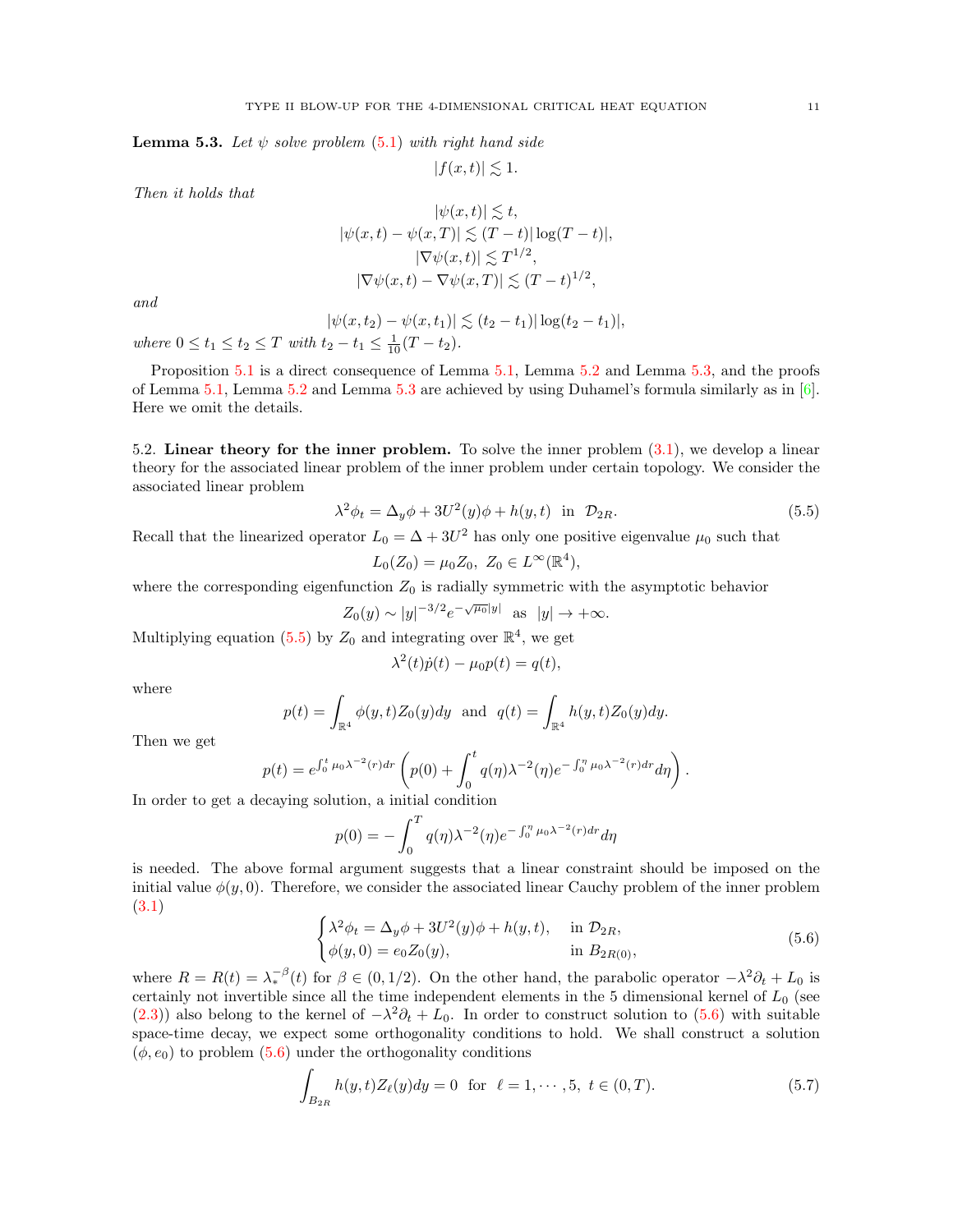**Lemma 5.3.** *Let $\psi$ solve problem (5.1) with right hand side*

$$|f(x,t)| \lesssim 1.$$

*Then it holds that*

$$|\psi(x,t)| \lesssim t,$$
$$|\psi(x,t) - \psi(x,T)| \lesssim (T-t)|\log(T-t)|,$$
$$|\nabla\psi(x,t)| \lesssim T^{1/2},$$
$$|\nabla\psi(x,t) - \nabla\psi(x,T)| \lesssim (T-t)^{1/2},$$

*and*

$$|\psi(x,t_2) - \psi(x,t_1)| \lesssim (t_2-t_1)|\log(t_2-t_1)|,$$

*where $0 \le t_1 \le t_2 \le T$ with $t_2 - t_1 \le \frac{1}{10}(T-t_2)$.*

Proposition 5.1 is a direct consequence of Lemma 5.1, Lemma 5.2 and Lemma 5.3, and the proofs of Lemma 5.1, Lemma 5.2 and Lemma 5.3 are achieved by using Duhamel's formula similarly as in [6]. Here we omit the details.

5.2. **Linear theory for the inner problem.** To solve the inner problem (3.1), we develop a linear theory for the associated linear problem of the inner problem under certain topology. We consider the associated linear problem

$$\lambda^2\phi_t = \Delta_y\phi + 3U^2(y)\phi + h(y,t) \;\text{ in }\; \mathcal{D}_{2R}. \tag{5.5}$$

Recall that the linearized operator $L_0 = \Delta + 3U^2$ has only one positive eigenvalue $\mu_0$ such that

$$L_0(Z_0) = \mu_0 Z_0,\; Z_0 \in L^\infty(\mathbb{R}^4),$$

where the corresponding eigenfunction $Z_0$ is radially symmetric with the asymptotic behavior

$$Z_0(y) \sim |y|^{-3/2}e^{-\sqrt{\mu_0}|y|} \;\text{ as }\; |y| \to +\infty.$$

Multiplying equation (5.5) by $Z_0$ and integrating over $\mathbb{R}^4$, we get

$$\lambda^2(t)\dot{p}(t) - \mu_0 p(t) = q(t),$$

where

$$p(t) = \int_{\mathbb{R}^4}\phi(y,t)Z_0(y)dy \;\text{ and }\; q(t) = \int_{\mathbb{R}^4}h(y,t)Z_0(y)dy.$$

Then we get

$$p(t) = e^{\int_0^t \mu_0\lambda^{-2}(r)dr}\left(p(0) + \int_0^t q(\eta)\lambda^{-2}(\eta)e^{-\int_0^\eta \mu_0\lambda^{-2}(r)dr}d\eta\right).$$

In order to get a decaying solution, a initial condition

$$p(0) = -\int_0^T q(\eta)\lambda^{-2}(\eta)e^{-\int_0^\eta \mu_0\lambda^{-2}(r)dr}d\eta$$

is needed. The above formal argument suggests that a linear constraint should be imposed on the initial value $\phi(y,0)$. Therefore, we consider the associated linear Cauchy problem of the inner problem (3.1)

$$\begin{cases} \lambda^2\phi_t = \Delta_y\phi + 3U^2(y)\phi + h(y,t), & \text{in } \mathcal{D}_{2R}, \\ \phi(y,0) = e_0 Z_0(y), & \text{in } B_{2R(0)}, \end{cases} \tag{5.6}$$

where $R = R(t) = \lambda_*^{-\beta}(t)$ for $\beta \in (0,1/2)$. On the other hand, the parabolic operator $-\lambda^2\partial_t + L_0$ is certainly not invertible since all the time independent elements in the 5 dimensional kernel of $L_0$ (see (2.3)) also belong to the kernel of $-\lambda^2\partial_t + L_0$. In order to construct solution to (5.6) with suitable space-time decay, we expect some orthogonality conditions to hold. We shall construct a solution $(\phi, e_0)$ to problem (5.6) under the orthogonality conditions

$$\int_{B_{2R}} h(y,t)Z_\ell(y)dy = 0 \;\text{ for }\; \ell = 1,\cdots,5,\; t \in (0,T). \tag{5.7}$$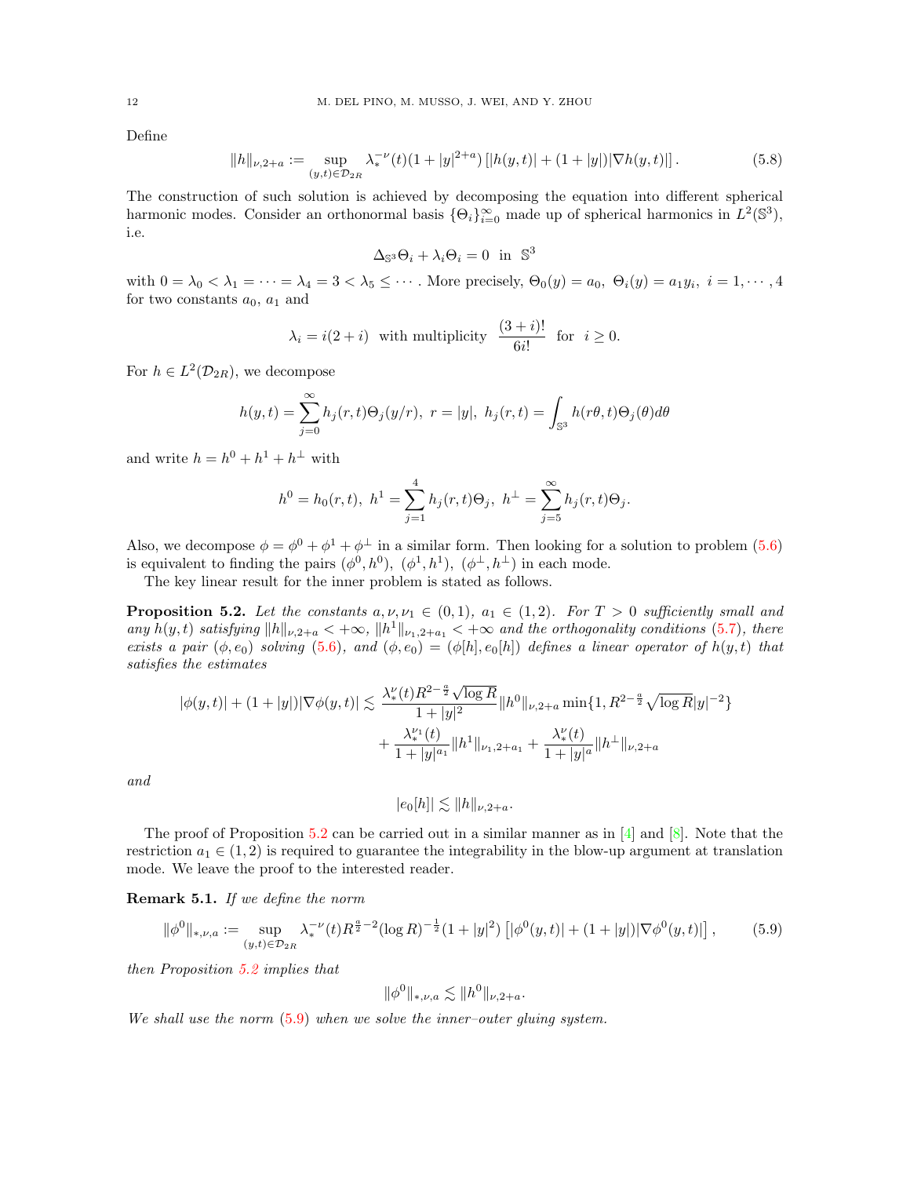Define

$$\|h\|_{\nu,2+a} := \sup_{(y,t)\in\mathcal{D}_{2R}} \lambda_*^{-\nu}(t)(1+|y|^{2+a})\left[|h(y,t)| + (1+|y|)|\nabla h(y,t)|\right]. \tag{5.8}$$

The construction of such solution is achieved by decomposing the equation into different spherical harmonic modes. Consider an orthonormal basis $\{\Theta_i\}_{i=0}^{\infty}$ made up of spherical harmonics in $L^2(\mathbb{S}^3)$, i.e.

$$\Delta_{\mathbb{S}^3}\Theta_i + \lambda_i\Theta_i = 0 \ \text{ in } \ \mathbb{S}^3$$

with $0 = \lambda_0 < \lambda_1 = \cdots = \lambda_4 = 3 < \lambda_5 \le \cdots$. More precisely, $\Theta_0(y) = a_0$, $\Theta_i(y) = a_1 y_i$, $i = 1, \cdots, 4$ for two constants $a_0$, $a_1$ and

$$\lambda_i = i(2+i) \ \text{ with multiplicity } \ \frac{(3+i)!}{6i!} \ \text{ for } \ i \ge 0.$$

For $h \in L^2(\mathcal{D}_{2R})$, we decompose

$$h(y,t) = \sum_{j=0}^{\infty} h_j(r,t)\Theta_j(y/r), \ r = |y|, \ h_j(r,t) = \int_{\mathbb{S}^3} h(r\theta,t)\Theta_j(\theta)d\theta$$

and write $h = h^0 + h^1 + h^{\perp}$ with

$$h^0 = h_0(r,t), \ h^1 = \sum_{j=1}^{4} h_j(r,t)\Theta_j, \ h^{\perp} = \sum_{j=5}^{\infty} h_j(r,t)\Theta_j.$$

Also, we decompose $\phi = \phi^0 + \phi^1 + \phi^{\perp}$ in a similar form. Then looking for a solution to problem (5.6) is equivalent to finding the pairs $(\phi^0, h^0)$, $(\phi^1, h^1)$, $(\phi^{\perp}, h^{\perp})$ in each mode.

The key linear result for the inner problem is stated as follows.

**Proposition 5.2.** *Let the constants $a, \nu, \nu_1 \in (0,1)$, $a_1 \in (1,2)$. For $T > 0$ sufficiently small and any $h(y,t)$ satisfying $\|h\|_{\nu,2+a} < +\infty$, $\|h^1\|_{\nu_1,2+a_1} < +\infty$ and the orthogonality conditions (5.7), there exists a pair $(\phi, e_0)$ solving (5.6), and $(\phi, e_0) = (\phi[h], e_0[h])$ defines a linear operator of $h(y,t)$ that satisfies the estimates*

$$\begin{aligned}
|\phi(y,t)| + (1+|y|)|\nabla\phi(y,t)| \lesssim\ & \frac{\lambda_*^{\nu}(t)R^{2-\frac{a}{2}}\sqrt{\log R}}{1+|y|^2}\|h^0\|_{\nu,2+a}\min\{1, R^{2-\frac{a}{2}}\sqrt{\log R}|y|^{-2}\} \\
& + \frac{\lambda_*^{\nu_1}(t)}{1+|y|^{a_1}}\|h^1\|_{\nu_1,2+a_1} + \frac{\lambda_*^{\nu}(t)}{1+|y|^{a}}\|h^{\perp}\|_{\nu,2+a}
\end{aligned}$$

*and*

$$|e_0[h]| \lesssim \|h\|_{\nu,2+a}.$$

The proof of Proposition 5.2 can be carried out in a similar manner as in [4] and [8]. Note that the restriction $a_1 \in (1,2)$ is required to guarantee the integrability in the blow-up argument at translation mode. We leave the proof to the interested reader.

**Remark 5.1.** *If we define the norm*

$$\|\phi^0\|_{*,\nu,a} := \sup_{(y,t)\in\mathcal{D}_{2R}} \lambda_*^{-\nu}(t)R^{\frac{a}{2}-2}(\log R)^{-\frac{1}{2}}(1+|y|^2)\left[|\phi^0(y,t)| + (1+|y|)|\nabla\phi^0(y,t)|\right], \tag{5.9}$$

*then Proposition 5.2 implies that*

$$\|\phi^0\|_{*,\nu,a} \lesssim \|h^0\|_{\nu,2+a}.$$

*We shall use the norm (5.9) when we solve the inner–outer gluing system.*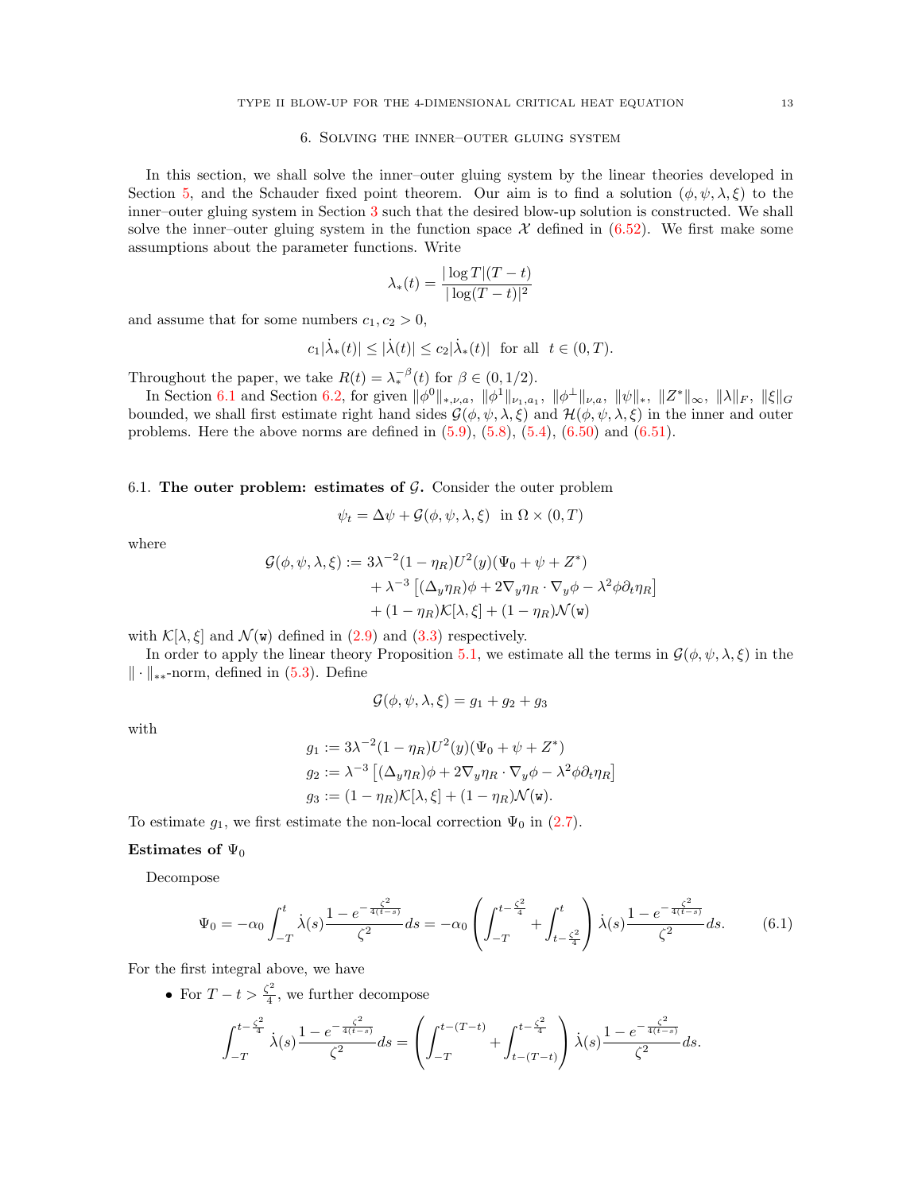## 6. Solving the inner–outer gluing system

In this section, we shall solve the inner–outer gluing system by the linear theories developed in Section 5, and the Schauder fixed point theorem. Our aim is to find a solution $(\phi, \psi, \lambda, \xi)$ to the inner–outer gluing system in Section 3 such that the desired blow-up solution is constructed. We shall solve the inner–outer gluing system in the function space $\mathcal{X}$ defined in (6.52). We first make some assumptions about the parameter functions. Write

$$\lambda_*(t) = \frac{|\log T|(T-t)}{|\log(T-t)|^2}$$

and assume that for some numbers $c_1, c_2 > 0$,

$$c_1|\dot\lambda_*(t)| \le |\dot\lambda(t)| \le c_2|\dot\lambda_*(t)| \quad \text{for all} \quad t \in (0,T).$$

Throughout the paper, we take $R(t) = \lambda_*^{-\beta}(t)$ for $\beta \in (0, 1/2)$.

In Section 6.1 and Section 6.2, for given $\|\phi^0\|_{*,\nu,a}$, $\|\phi^1\|_{\nu_1,a_1}$, $\|\phi^\perp\|_{\nu,a}$, $\|\psi\|_*$, $\|Z^*\|_\infty$, $\|\lambda\|_F$, $\|\xi\|_G$ bounded, we shall first estimate right hand sides $\mathcal{G}(\phi,\psi,\lambda,\xi)$ and $\mathcal{H}(\phi,\psi,\lambda,\xi)$ in the inner and outer problems. Here the above norms are defined in (5.9), (5.8), (5.4), (6.50) and (6.51).

### 6.1. The outer problem: estimates of $\mathcal{G}$.

Consider the outer problem

$$\psi_t = \Delta\psi + \mathcal{G}(\phi,\psi,\lambda,\xi) \quad \text{in } \Omega \times (0,T)$$

where

$$\begin{aligned}
\mathcal{G}(\phi,\psi,\lambda,\xi) := {} & 3\lambda^{-2}(1-\eta_R)U^2(y)(\Psi_0 + \psi + Z^*) \\
& + \lambda^{-3}\left[(\Delta_y \eta_R)\phi + 2\nabla_y\eta_R \cdot \nabla_y\phi - \lambda^2\phi\partial_t\eta_R\right] \\
& + (1-\eta_R)\mathcal{K}[\lambda,\xi] + (1-\eta_R)\mathcal{N}(\mathtt{w})
\end{aligned}$$

with $\mathcal{K}[\lambda,\xi]$ and $\mathcal{N}(\mathtt{w})$ defined in (2.9) and (3.3) respectively.

In order to apply the linear theory Proposition 5.1, we estimate all the terms in $\mathcal{G}(\phi,\psi,\lambda,\xi)$ in the $\|\cdot\|_{**}$-norm, defined in (5.3). Define

$$\mathcal{G}(\phi,\psi,\lambda,\xi) = g_1 + g_2 + g_3$$

with

$$\begin{aligned}
g_1 &:= 3\lambda^{-2}(1-\eta_R)U^2(y)(\Psi_0 + \psi + Z^*) \\
g_2 &:= \lambda^{-3}\left[(\Delta_y \eta_R)\phi + 2\nabla_y\eta_R \cdot \nabla_y\phi - \lambda^2\phi\partial_t\eta_R\right] \\
g_3 &:= (1-\eta_R)\mathcal{K}[\lambda,\xi] + (1-\eta_R)\mathcal{N}(\mathtt{w}).
\end{aligned}$$

To estimate $g_1$, we first estimate the non-local correction $\Psi_0$ in (2.7).

**Estimates of $\Psi_0$**

Decompose

$$\Psi_0 = -\alpha_0\int_{-T}^{t}\dot\lambda(s)\frac{1-e^{-\frac{\zeta^2}{4(t-s)}}}{\zeta^2}ds = -\alpha_0\left(\int_{-T}^{t-\frac{\zeta^2}{4}} + \int_{t-\frac{\zeta^2}{4}}^{t}\right)\dot\lambda(s)\frac{1-e^{-\frac{\zeta^2}{4(t-s)}}}{\zeta^2}ds. \tag{6.1}$$

For the first integral above, we have

- For $T - t > \frac{\zeta^2}{4}$, we further decompose

$$\int_{-T}^{t-\frac{\zeta^2}{4}}\dot\lambda(s)\frac{1-e^{-\frac{\zeta^2}{4(t-s)}}}{\zeta^2}ds = \left(\int_{-T}^{t-(T-t)} + \int_{t-(T-t)}^{t-\frac{\zeta^2}{4}}\right)\dot\lambda(s)\frac{1-e^{-\frac{\zeta^2}{4(t-s)}}}{\zeta^2}ds.$$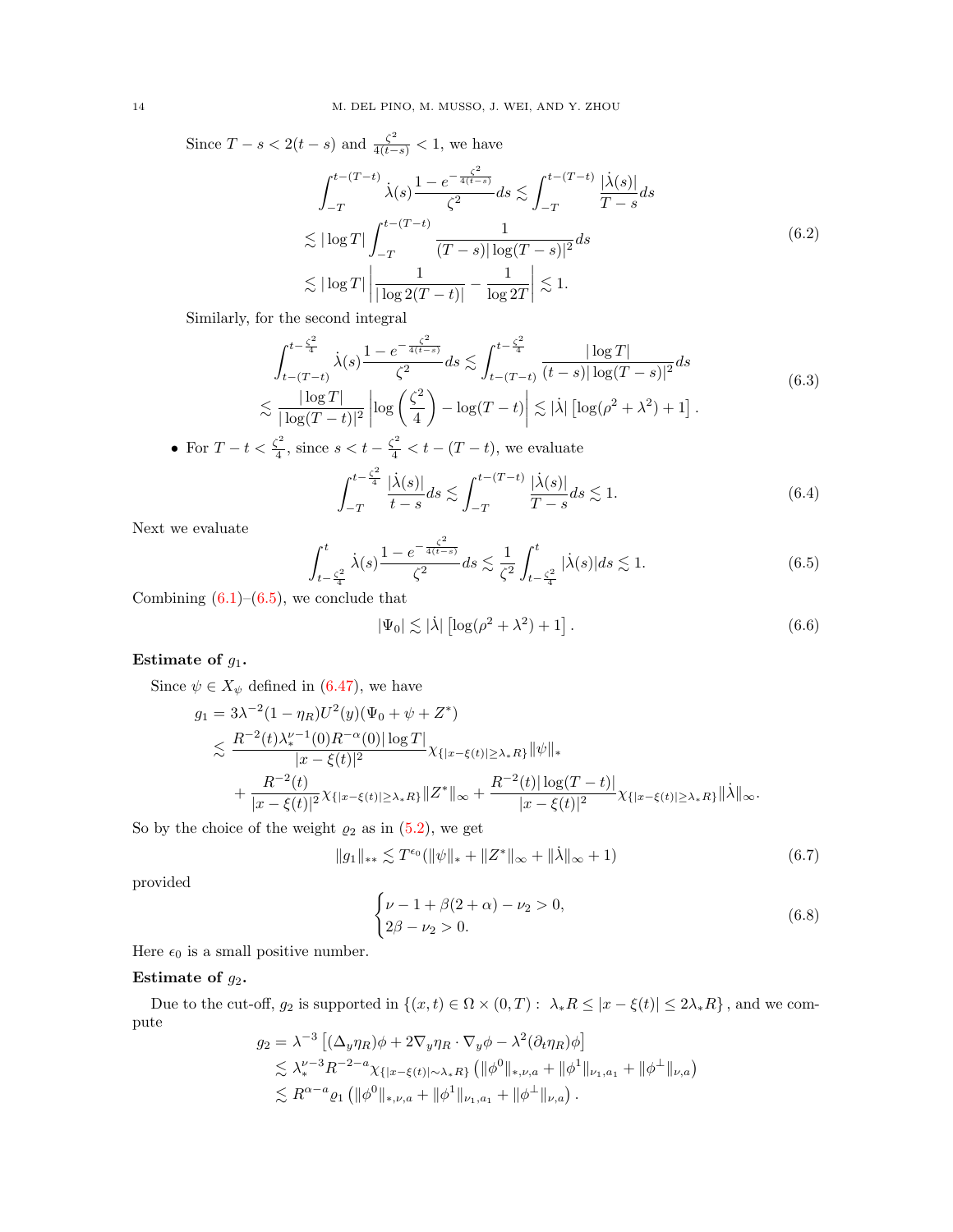Since $T-s<2(t-s)$ and $\frac{\zeta^2}{4(t-s)}<1$, we have

$$
\begin{aligned}
&\int_{-T}^{t-(T-t)} \dot\lambda(s)\frac{1-e^{-\frac{\zeta^2}{4(t-s)}}}{\zeta^2}ds \lesssim \int_{-T}^{t-(T-t)} \frac{|\dot\lambda(s)|}{T-s}ds \\
&\lesssim |\log T| \int_{-T}^{t-(T-t)} \frac{1}{(T-s)|\log(T-s)|^2}ds \\
&\lesssim |\log T| \left| \frac{1}{|\log 2(T-t)|} - \frac{1}{\log 2T}\right| \lesssim 1.
\end{aligned}
\tag{6.2}
$$

Similarly, for the second integral

$$
\begin{aligned}
&\int_{t-(T-t)}^{t-\frac{\zeta^2}{4}} \dot\lambda(s)\frac{1-e^{-\frac{\zeta^2}{4(t-s)}}}{\zeta^2}ds \lesssim \int_{t-(T-t)}^{t-\frac{\zeta^2}{4}} \frac{|\log T|}{(t-s)|\log(T-s)|^2}ds \\
&\lesssim \frac{|\log T|}{|\log(T-t)|^2}\left|\log\left(\frac{\zeta^2}{4}\right)-\log(T-t)\right| \lesssim |\dot\lambda|\left[\log(\rho^2+\lambda^2)+1\right].
\end{aligned}
\tag{6.3}
$$

- For $T-t<\frac{\zeta^2}{4}$, since $s<t-\frac{\zeta^2}{4}<t-(T-t)$, we evaluate

$$
\int_{-T}^{t-\frac{\zeta^2}{4}} \frac{|\dot\lambda(s)|}{t-s}ds \lesssim \int_{-T}^{t-(T-t)} \frac{|\dot\lambda(s)|}{T-s}ds \lesssim 1. \tag{6.4}
$$

Next we evaluate

$$
\int_{t-\frac{\zeta^2}{4}}^{t} \dot\lambda(s)\frac{1-e^{-\frac{\zeta^2}{4(t-s)}}}{\zeta^2}ds \lesssim \frac{1}{\zeta^2}\int_{t-\frac{\zeta^2}{4}}^{t} |\dot\lambda(s)|ds \lesssim 1. \tag{6.5}
$$

Combining (6.1)–(6.5), we conclude that

$$
|\Psi_0| \lesssim |\dot\lambda|\left[\log(\rho^2+\lambda^2)+1\right]. \tag{6.6}
$$

**Estimate of $g_1$.**

Since $\psi\in X_\psi$ defined in (6.47), we have

$$
\begin{aligned}
g_1 &= 3\lambda^{-2}(1-\eta_R)U^2(y)(\Psi_0+\psi+Z^*)\\
&\lesssim \frac{R^{-2}(t)\lambda_*^{\nu-1}(0)R^{-\alpha}(0)|\log T|}{|x-\xi(t)|^2}\chi_{\{|x-\xi(t)|\ge \lambda_* R\}}\|\psi\|_*\\
&\quad + \frac{R^{-2}(t)}{|x-\xi(t)|^2}\chi_{\{|x-\xi(t)|\ge \lambda_* R\}}\|Z^*\|_\infty + \frac{R^{-2}(t)|\log(T-t)|}{|x-\xi(t)|^2}\chi_{\{|x-\xi(t)|\ge \lambda_* R\}}\|\dot\lambda\|_\infty.
\end{aligned}
$$

So by the choice of the weight $\varrho_2$ as in (5.2), we get

$$
\|g_1\|_{**} \lesssim T^{\epsilon_0}(\|\psi\|_* + \|Z^*\|_\infty + \|\dot\lambda\|_\infty + 1) \tag{6.7}
$$

provided

$$
\begin{cases}
\nu-1+\beta(2+\alpha)-\nu_2>0,\\
2\beta-\nu_2>0.
\end{cases}
\tag{6.8}
$$

Here $\epsilon_0$ is a small positive number.

**Estimate of $g_2$.**

Due to the cut-off, $g_2$ is supported in $\{(x,t)\in\Omega\times(0,T):\ \lambda_* R\le |x-\xi(t)|\le 2\lambda_* R\}$, and we compute

$$
\begin{aligned}
g_2 &= \lambda^{-3}\left[(\Delta_y\eta_R)\phi + 2\nabla_y\eta_R\cdot\nabla_y\phi - \lambda^2(\partial_t\eta_R)\phi\right]\\
&\lesssim \lambda_*^{\nu-3}R^{-2-a}\chi_{\{|x-\xi(t)|\sim\lambda_* R\}}\left(\|\phi^0\|_{*,\nu,a} + \|\phi^1\|_{\nu_1,a_1} + \|\phi^\perp\|_{\nu,a}\right)\\
&\lesssim R^{\alpha-a}\varrho_1\left(\|\phi^0\|_{*,\nu,a} + \|\phi^1\|_{\nu_1,a_1} + \|\phi^\perp\|_{\nu,a}\right).
\end{aligned}
$$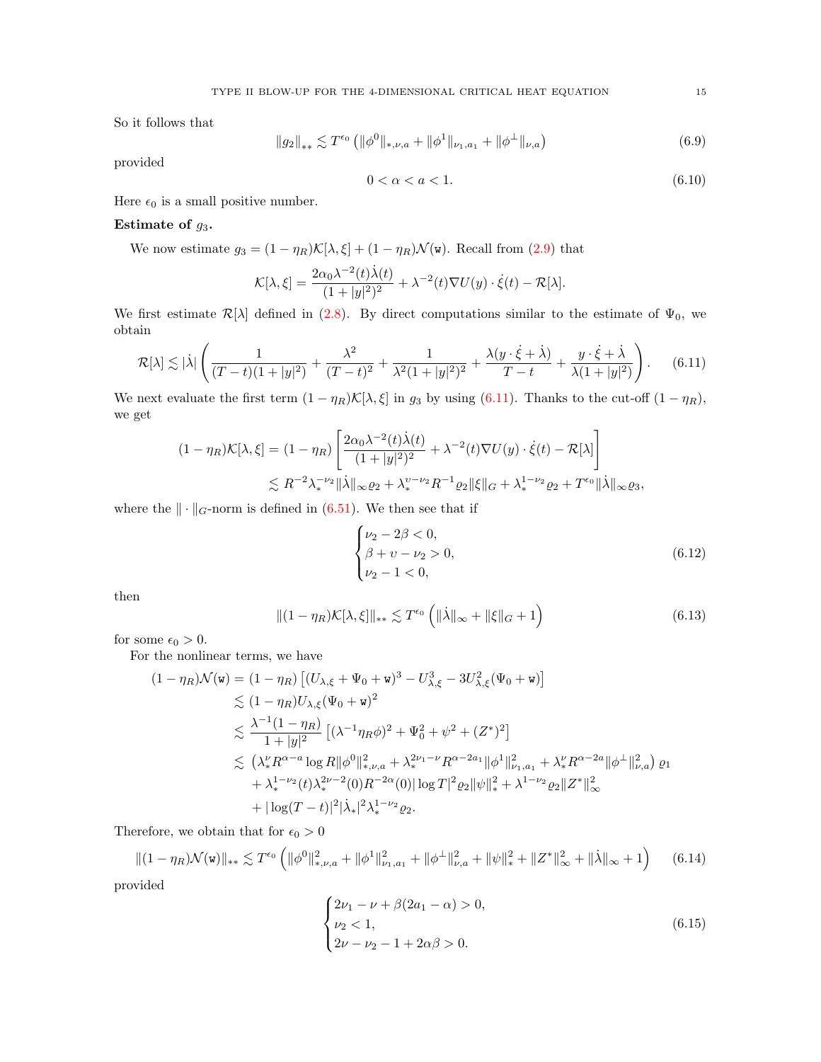So it follows that

$$\|g_2\|_{**} \lesssim T^{\epsilon_0} \left( \|\phi^0\|_{*,\nu,a} + \|\phi^1\|_{\nu_1,a_1} + \|\phi^\perp\|_{\nu,a} \right) \tag{6.9}$$

provided

$$0 < \alpha < a < 1. \tag{6.10}$$

Here $\epsilon_0$ is a small positive number.

**Estimate of $g_3$.**

We now estimate $g_3 = (1-\eta_R)\mathcal{K}[\lambda,\xi] + (1-\eta_R)\mathcal{N}(\mathtt{w})$. Recall from (2.9) that

$$\mathcal{K}[\lambda,\xi] = \frac{2\alpha_0 \lambda^{-2}(t)\dot{\lambda}(t)}{(1+|y|^2)^2} + \lambda^{-2}(t)\nabla U(y)\cdot \dot{\xi}(t) - \mathcal{R}[\lambda].$$

We first estimate $\mathcal{R}[\lambda]$ defined in (2.8). By direct computations similar to the estimate of $\Psi_0$, we obtain

$$\mathcal{R}[\lambda] \lesssim |\dot{\lambda}| \left( \frac{1}{(T-t)(1+|y|^2)} + \frac{\lambda^2}{(T-t)^2} + \frac{1}{\lambda^2(1+|y|^2)^2} + \frac{\lambda(y\cdot\dot{\xi}+\dot{\lambda})}{T-t} + \frac{y\cdot\dot{\xi}+\dot{\lambda}}{\lambda(1+|y|^2)} \right). \tag{6.11}$$

We next evaluate the first term $(1-\eta_R)\mathcal{K}[\lambda,\xi]$ in $g_3$ by using (6.11). Thanks to the cut-off $(1-\eta_R)$, we get

$$\begin{aligned}(1-\eta_R)\mathcal{K}[\lambda,\xi] &= (1-\eta_R)\left[ \frac{2\alpha_0 \lambda^{-2}(t)\dot{\lambda}(t)}{(1+|y|^2)^2} + \lambda^{-2}(t)\nabla U(y)\cdot\dot{\xi}(t) - \mathcal{R}[\lambda] \right] \\ &\lesssim R^{-2}\lambda_*^{-\nu_2}\|\dot{\lambda}\|_\infty \varrho_2 + \lambda_*^{\upsilon-\nu_2}R^{-1}\varrho_2\|\xi\|_G + \lambda_*^{1-\nu_2}\varrho_2 + T^{\epsilon_0}\|\dot{\lambda}\|_\infty \varrho_3,\end{aligned}$$

where the $\|\cdot\|_G$-norm is defined in (6.51). We then see that if

$$\begin{cases} \nu_2 - 2\beta < 0, \\ \beta + \upsilon - \nu_2 > 0, \\ \nu_2 - 1 < 0, \end{cases} \tag{6.12}$$

then

$$\|(1-\eta_R)\mathcal{K}[\lambda,\xi]\|_{**} \lesssim T^{\epsilon_0}\left( \|\dot{\lambda}\|_\infty + \|\xi\|_G + 1 \right) \tag{6.13}$$

for some $\epsilon_0 > 0$.

For the nonlinear terms, we have

$$\begin{aligned}(1-\eta_R)\mathcal{N}(\mathtt{w}) &= (1-\eta_R)\left[ (U_{\lambda,\xi}+\Psi_0+\mathtt{w})^3 - U_{\lambda,\xi}^3 - 3U_{\lambda,\xi}^2(\Psi_0+\mathtt{w}) \right] \\ &\lesssim (1-\eta_R)U_{\lambda,\xi}(\Psi_0+\mathtt{w})^2 \\ &\lesssim \frac{\lambda^{-1}(1-\eta_R)}{1+|y|^2}\left[ (\lambda^{-1}\eta_R\phi)^2 + \Psi_0^2 + \psi^2 + (Z^*)^2 \right] \\ &\lesssim \left( \lambda_*^{\nu}R^{\alpha-a}\log R\|\phi^0\|_{*,\nu,a}^2 + \lambda_*^{2\nu_1-\nu}R^{\alpha-2a_1}\|\phi^1\|_{\nu_1,a_1}^2 + \lambda_*^{\nu}R^{\alpha-2a}\|\phi^\perp\|_{\nu,a}^2 \right)\varrho_1 \\ &\quad + \lambda_*^{1-\nu_2}(t)\lambda_*^{2\nu-2}(0)R^{-2\alpha}(0)|\log T|^2\varrho_2\|\psi\|_*^2 + \lambda^{1-\nu_2}\varrho_2\|Z^*\|_\infty^2 \\ &\quad + |\log(T-t)|^2|\dot{\lambda}_*|^2\lambda_*^{1-\nu_2}\varrho_2.\end{aligned}$$

Therefore, we obtain that for $\epsilon_0 > 0$

$$\|(1-\eta_R)\mathcal{N}(\mathtt{w})\|_{**} \lesssim T^{\epsilon_0}\left( \|\phi^0\|_{*,\nu,a}^2 + \|\phi^1\|_{\nu_1,a_1}^2 + \|\phi^\perp\|_{\nu,a}^2 + \|\psi\|_*^2 + \|Z^*\|_\infty^2 + \|\dot{\lambda}\|_\infty + 1 \right) \tag{6.14}$$

provided

$$\begin{cases} 2\nu_1 - \nu + \beta(2a_1 - \alpha) > 0, \\ \nu_2 < 1, \\ 2\nu - \nu_2 - 1 + 2\alpha\beta > 0. \end{cases} \tag{6.15}$$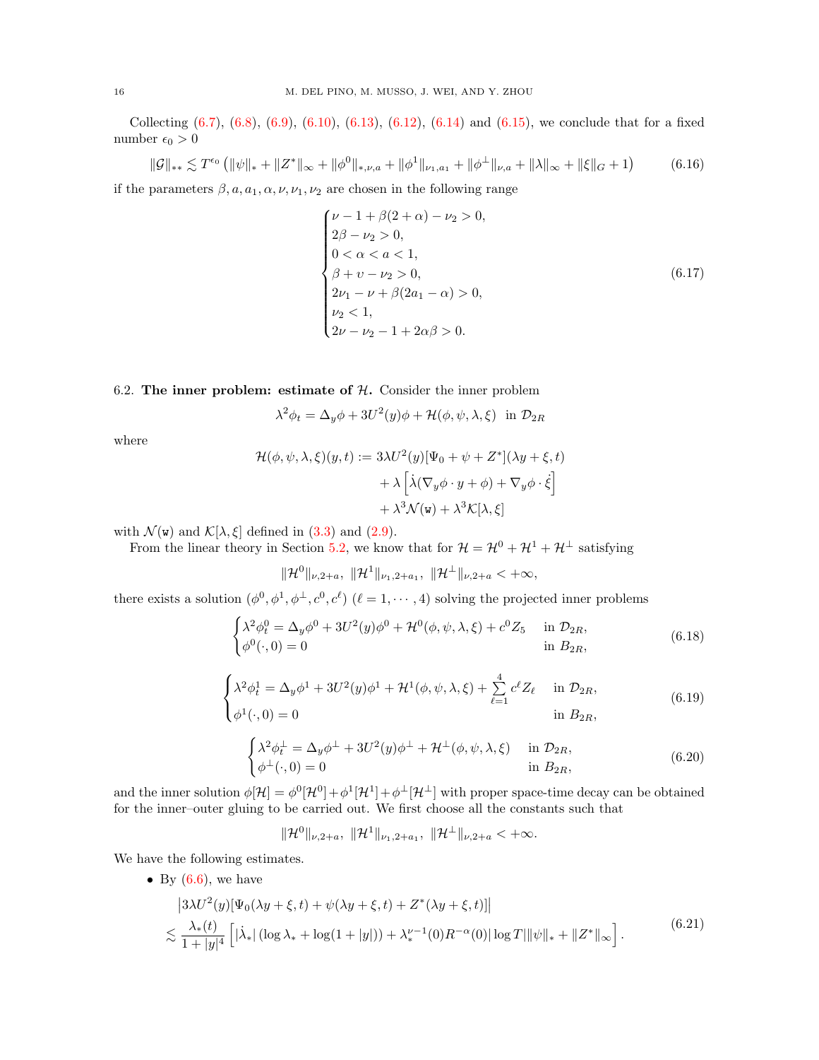Collecting (6.7), (6.8), (6.9), (6.10), (6.13), (6.12), (6.14) and (6.15), we conclude that for a fixed number $\epsilon_0 > 0$

$$
\|\mathcal{G}\|_{**} \lesssim T^{\epsilon_0} \left( \|\psi\|_* + \|Z^*\|_\infty + \|\phi^0\|_{*,\nu,a} + \|\phi^1\|_{\nu_1,a_1} + \|\phi^\perp\|_{\nu,a} + \|\lambda\|_\infty + \|\xi\|_G + 1 \right) \tag{6.16}
$$

if the parameters $\beta, a, a_1, \alpha, \nu, \nu_1, \nu_2$ are chosen in the following range

$$
\begin{cases}
\nu - 1 + \beta(2+\alpha) - \nu_2 > 0, \\
2\beta - \nu_2 > 0, \\
0 < \alpha < a < 1, \\
\beta + \upsilon - \nu_2 > 0, \\
2\nu_1 - \nu + \beta(2a_1 - \alpha) > 0, \\
\nu_2 < 1, \\
2\nu - \nu_2 - 1 + 2\alpha\beta > 0.
\end{cases} \tag{6.17}
$$

6.2. **The inner problem: estimate of $\mathcal{H}$.** Consider the inner problem

$$
\lambda^2 \phi_t = \Delta_y \phi + 3U^2(y)\phi + \mathcal{H}(\phi, \psi, \lambda, \xi) \quad \text{in } \mathcal{D}_{2R}
$$

where

$$
\begin{aligned}
\mathcal{H}(\phi, \psi, \lambda, \xi)(y,t) := \; & 3\lambda U^2(y)[\Psi_0 + \psi + Z^*](\lambda y + \xi, t) \\
& + \lambda \left[ \dot\lambda (\nabla_y \phi \cdot y + \phi) + \nabla_y \phi \cdot \dot\xi \right] \\
& + \lambda^3 \mathcal{N}(\mathtt{w}) + \lambda^3 \mathcal{K}[\lambda, \xi]
\end{aligned}
$$

with $\mathcal{N}(\mathtt{w})$ and $\mathcal{K}[\lambda, \xi]$ defined in (3.3) and (2.9).

From the linear theory in Section 5.2, we know that for $\mathcal{H} = \mathcal{H}^0 + \mathcal{H}^1 + \mathcal{H}^\perp$ satisfying

$$
\|\mathcal{H}^0\|_{\nu, 2+a}, \; \|\mathcal{H}^1\|_{\nu_1, 2+a_1}, \; \|\mathcal{H}^\perp\|_{\nu, 2+a} < +\infty,
$$

there exists a solution $(\phi^0, \phi^1, \phi^\perp, c^0, c^\ell)$ $(\ell = 1, \cdots, 4)$ solving the projected inner problems

$$
\begin{cases}
\lambda^2 \phi^0_t = \Delta_y \phi^0 + 3U^2(y)\phi^0 + \mathcal{H}^0(\phi, \psi, \lambda, \xi) + c^0 Z_5 & \text{in } \mathcal{D}_{2R}, \\
\phi^0(\cdot, 0) = 0 & \text{in } B_{2R},
\end{cases} \tag{6.18}
$$

$$
\begin{cases}
\lambda^2 \phi^1_t = \Delta_y \phi^1 + 3U^2(y)\phi^1 + \mathcal{H}^1(\phi, \psi, \lambda, \xi) + \sum\limits_{\ell=1}^4 c^\ell Z_\ell & \text{in } \mathcal{D}_{2R}, \\
\phi^1(\cdot, 0) = 0 & \text{in } B_{2R},
\end{cases} \tag{6.19}
$$

$$
\begin{cases}
\lambda^2 \phi^\perp_t = \Delta_y \phi^\perp + 3U^2(y)\phi^\perp + \mathcal{H}^\perp(\phi, \psi, \lambda, \xi) & \text{in } \mathcal{D}_{2R}, \\
\phi^\perp(\cdot, 0) = 0 & \text{in } B_{2R},
\end{cases} \tag{6.20}
$$

and the inner solution $\phi[\mathcal{H}] = \phi^0[\mathcal{H}^0] + \phi^1[\mathcal{H}^1] + \phi^\perp[\mathcal{H}^\perp]$ with proper space-time decay can be obtained for the inner–outer gluing to be carried out. We first choose all the constants such that

$$
\|\mathcal{H}^0\|_{\nu, 2+a}, \; \|\mathcal{H}^1\|_{\nu_1, 2+a_1}, \; \|\mathcal{H}^\perp\|_{\nu, 2+a} < +\infty.
$$

We have the following estimates.

- By (6.6), we have

$$
\begin{aligned}
& \left| 3\lambda U^2(y) [\Psi_0(\lambda y + \xi, t) + \psi(\lambda y + \xi, t) + Z^*(\lambda y + \xi, t)] \right| \\
\lesssim \; & \frac{\lambda_*(t)}{1 + |y|^4} \left[ |\dot\lambda_*| \left( \log \lambda_* + \log(1+|y|) \right) + \lambda_*^{\nu-1}(0) R^{-\alpha}(0) |\log T| \|\psi\|_* + \|Z^*\|_\infty \right].
\end{aligned} \tag{6.21}
$$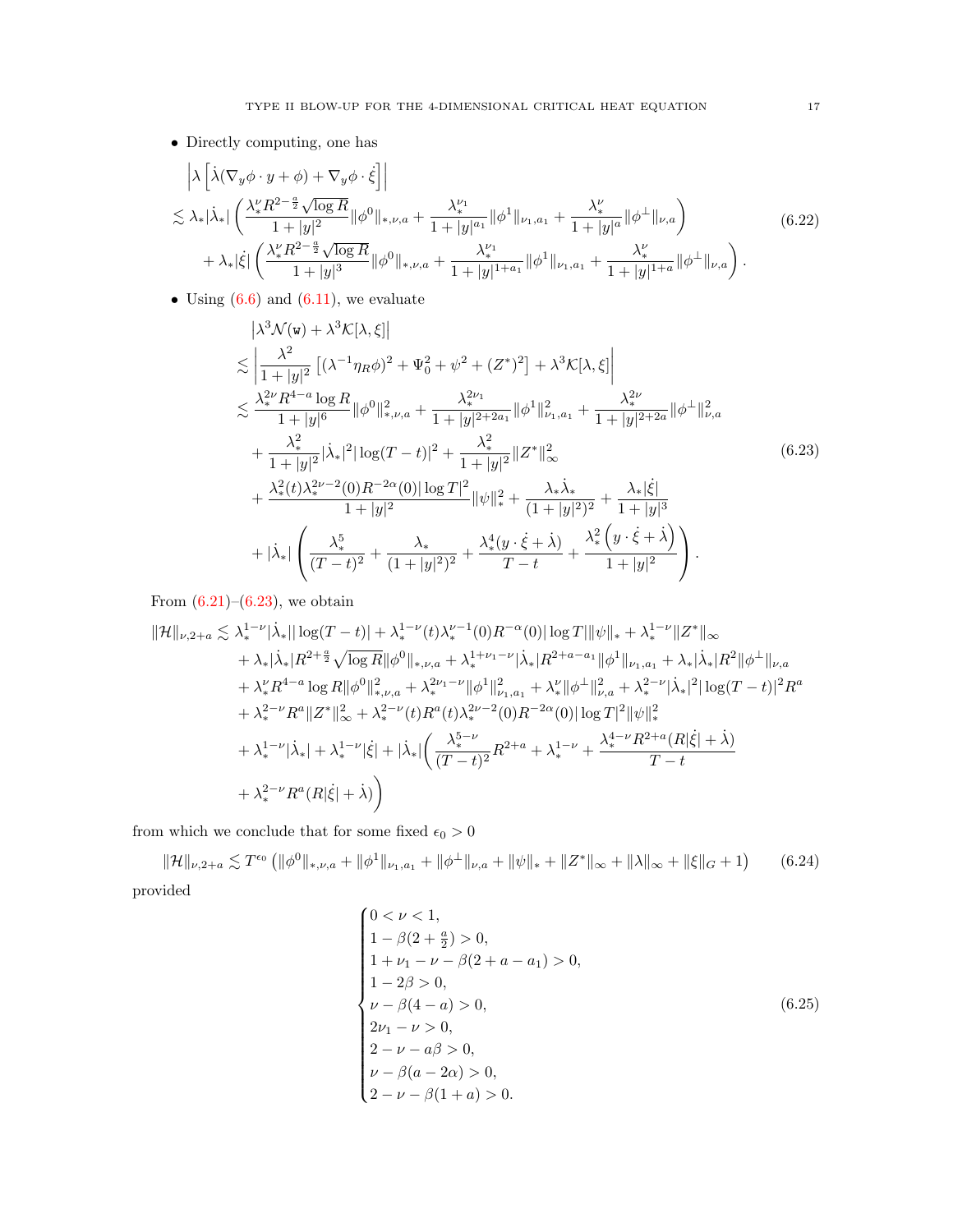- Directly computing, one has

$$
\begin{aligned}
&\left|\lambda\left[\dot\lambda(\nabla_y\phi\cdot y+\phi)+\nabla_y\phi\cdot\dot\xi\right]\right|\\
&\lesssim \lambda_*|\dot\lambda_*|\left(\frac{\lambda_*^{\nu}R^{2-\frac{a}{2}}\sqrt{\log R}}{1+|y|^2}\|\phi^0\|_{*,\nu,a}+\frac{\lambda_*^{\nu_1}}{1+|y|^{a_1}}\|\phi^1\|_{\nu_1,a_1}+\frac{\lambda_*^{\nu}}{1+|y|^{a}}\|\phi^\perp\|_{\nu,a}\right)\\
&\quad+\lambda_*|\dot\xi|\left(\frac{\lambda_*^{\nu}R^{2-\frac{a}{2}}\sqrt{\log R}}{1+|y|^3}\|\phi^0\|_{*,\nu,a}+\frac{\lambda_*^{\nu_1}}{1+|y|^{1+a_1}}\|\phi^1\|_{\nu_1,a_1}+\frac{\lambda_*^{\nu}}{1+|y|^{1+a}}\|\phi^\perp\|_{\nu,a}\right).
\end{aligned}
\tag{6.22}
$$

- Using (6.6) and (6.11), we evaluate

$$
\begin{aligned}
&\left|\lambda^3\mathcal{N}(\mathtt{w})+\lambda^3\mathcal{K}[\lambda,\xi]\right|\\
&\lesssim\left|\frac{\lambda^2}{1+|y|^2}\left[(\lambda^{-1}\eta_R\phi)^2+\Psi_0^2+\psi^2+(Z^*)^2\right]+\lambda^3\mathcal{K}[\lambda,\xi]\right|\\
&\lesssim\frac{\lambda_*^{2\nu}R^{4-a}\log R}{1+|y|^6}\|\phi^0\|_{*,\nu,a}^2+\frac{\lambda_*^{2\nu_1}}{1+|y|^{2+2a_1}}\|\phi^1\|_{\nu_1,a_1}^2+\frac{\lambda_*^{2\nu}}{1+|y|^{2+2a}}\|\phi^\perp\|_{\nu,a}^2\\
&\quad+\frac{\lambda_*^2}{1+|y|^2}|\dot\lambda_*|^2|\log(T-t)|^2+\frac{\lambda_*^2}{1+|y|^2}\|Z^*\|_\infty^2\\
&\quad+\frac{\lambda_*^2(t)\lambda_*^{2\nu-2}(0)R^{-2\alpha}(0)|\log T|^2}{1+|y|^2}\|\psi\|_*^2+\frac{\lambda_*\dot\lambda_*}{(1+|y|^2)^2}+\frac{\lambda_*|\dot\xi|}{1+|y|^3}\\
&\quad+|\dot\lambda_*|\left(\frac{\lambda_*^5}{(T-t)^2}+\frac{\lambda_*}{(1+|y|^2)^2}+\frac{\lambda_*^4(y\cdot\dot\xi+\dot\lambda)}{T-t}+\frac{\lambda_*^2\left(y\cdot\dot\xi+\dot\lambda\right)}{1+|y|^2}\right).
\end{aligned}
\tag{6.23}
$$

From (6.21)–(6.23), we obtain

$$
\begin{aligned}
\|\mathcal{H}\|_{\nu,2+a}\lesssim\ &\lambda_*^{1-\nu}|\dot\lambda_*||\log(T-t)|+\lambda_*^{1-\nu}(t)\lambda_*^{\nu-1}(0)R^{-\alpha}(0)|\log T|\|\psi\|_*+\lambda_*^{1-\nu}\|Z^*\|_\infty\\
&+\lambda_*|\dot\lambda_*|R^{2+\frac{a}{2}}\sqrt{\log R}\|\phi^0\|_{*,\nu,a}+\lambda_*^{1+\nu_1-\nu}|\dot\lambda_*|R^{2+a-a_1}\|\phi^1\|_{\nu_1,a_1}+\lambda_*|\dot\lambda_*|R^2\|\phi^\perp\|_{\nu,a}\\
&+\lambda_*^{\nu}R^{4-a}\log R\|\phi^0\|_{*,\nu,a}^2+\lambda_*^{2\nu_1-\nu}\|\phi^1\|_{\nu_1,a_1}^2+\lambda_*^{\nu}\|\phi^\perp\|_{\nu,a}^2+\lambda_*^{2-\nu}|\dot\lambda_*|^2|\log(T-t)|^2R^a\\
&+\lambda_*^{2-\nu}R^a\|Z^*\|_\infty^2+\lambda_*^{2-\nu}(t)R^a(t)\lambda_*^{2\nu-2}(0)R^{-2\alpha}(0)|\log T|^2\|\psi\|_*^2\\
&+\lambda_*^{1-\nu}|\dot\lambda_*|+\lambda_*^{1-\nu}|\dot\xi|+|\dot\lambda_*|\bigg(\frac{\lambda_*^{5-\nu}}{(T-t)^2}R^{2+a}+\lambda_*^{1-\nu}+\frac{\lambda_*^{4-\nu}R^{2+a}(R|\dot\xi|+\dot\lambda)}{T-t}\\
&+\lambda_*^{2-\nu}R^a(R|\dot\xi|+\dot\lambda)\bigg)
\end{aligned}
$$

from which we conclude that for some fixed $\epsilon_0>0$

$$
\|\mathcal{H}\|_{\nu,2+a}\lesssim T^{\epsilon_0}\left(\|\phi^0\|_{*,\nu,a}+\|\phi^1\|_{\nu_1,a_1}+\|\phi^\perp\|_{\nu,a}+\|\psi\|_*+\|Z^*\|_\infty+\|\lambda\|_\infty+\|\xi\|_G+1\right)
\tag{6.24}
$$

provided

$$
\begin{cases}
0<\nu<1,\\
1-\beta(2+\frac{a}{2})>0,\\
1+\nu_1-\nu-\beta(2+a-a_1)>0,\\
1-2\beta>0,\\
\nu-\beta(4-a)>0,\\
2\nu_1-\nu>0,\\
2-\nu-a\beta>0,\\
\nu-\beta(a-2\alpha)>0,\\
2-\nu-\beta(1+a)>0.
\end{cases}
\tag{6.25}
$$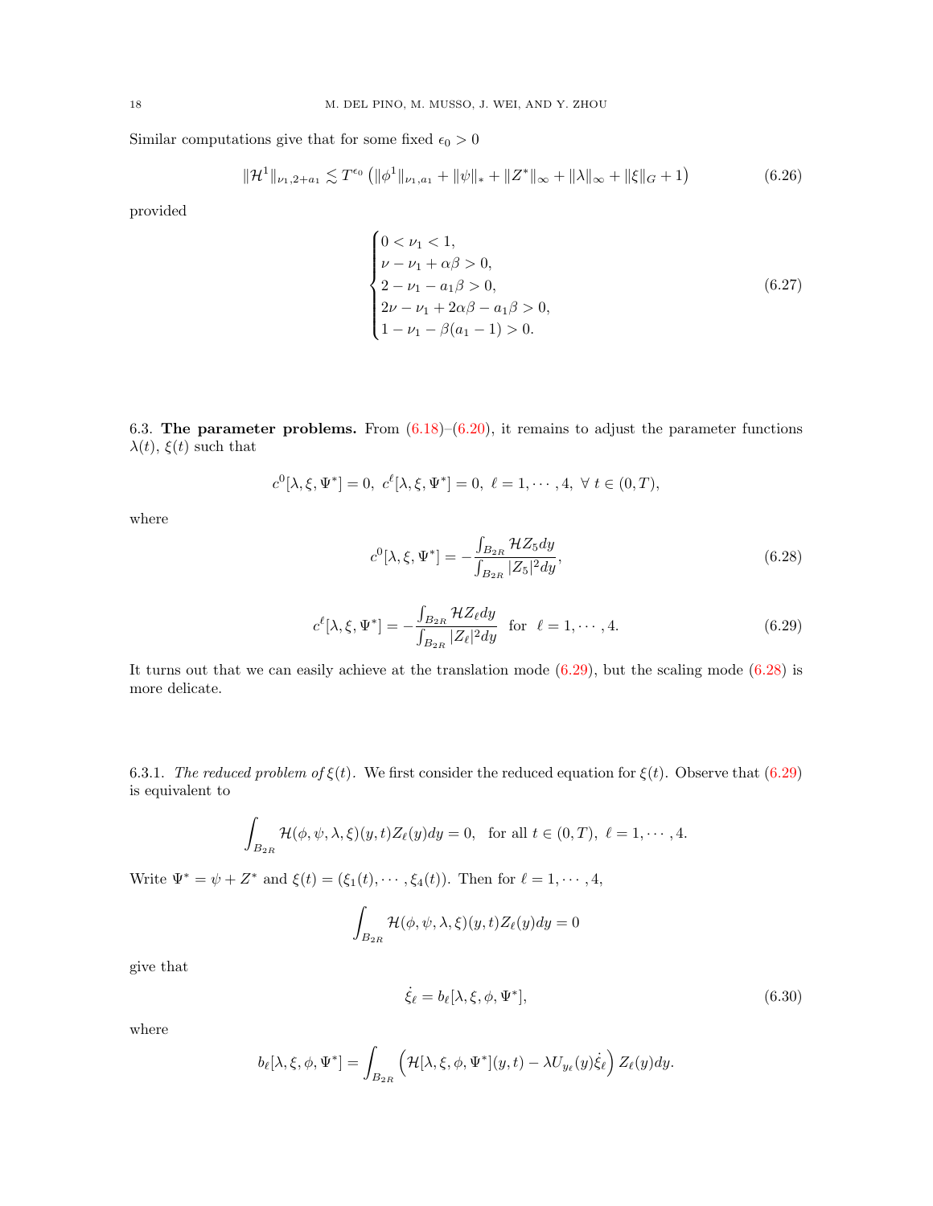Similar computations give that for some fixed $\epsilon_0 > 0$

$$\|\mathcal{H}^1\|_{\nu_1, 2+a_1} \lesssim T^{\epsilon_0} \left( \|\phi^1\|_{\nu_1, a_1} + \|\psi\|_* + \|Z^*\|_\infty + \|\lambda\|_\infty + \|\xi\|_G + 1 \right) \tag{6.26}$$

provided

$$\begin{cases} 0 < \nu_1 < 1, \\ \nu - \nu_1 + \alpha\beta > 0, \\ 2 - \nu_1 - a_1\beta > 0, \\ 2\nu - \nu_1 + 2\alpha\beta - a_1\beta > 0, \\ 1 - \nu_1 - \beta(a_1 - 1) > 0. \end{cases} \tag{6.27}$$

6.3. **The parameter problems.** From (6.18)–(6.20), it remains to adjust the parameter functions $\lambda(t)$, $\xi(t)$ such that

$$c^0[\lambda, \xi, \Psi^*] = 0, \ c^\ell[\lambda, \xi, \Psi^*] = 0, \ \ell = 1, \cdots, 4, \ \forall \ t \in (0, T),$$

where

$$c^0[\lambda, \xi, \Psi^*] = -\frac{\int_{B_{2R}} \mathcal{H} Z_5 dy}{\int_{B_{2R}} |Z_5|^2 dy}, \tag{6.28}$$

$$c^\ell[\lambda, \xi, \Psi^*] = -\frac{\int_{B_{2R}} \mathcal{H} Z_\ell dy}{\int_{B_{2R}} |Z_\ell|^2 dy} \ \text{ for } \ \ell = 1, \cdots, 4. \tag{6.29}$$

It turns out that we can easily achieve at the translation mode (6.29), but the scaling mode (6.28) is more delicate.

6.3.1. *The reduced problem of $\xi(t)$.* We first consider the reduced equation for $\xi(t)$. Observe that (6.29) is equivalent to

$$\int_{B_{2R}} \mathcal{H}(\phi, \psi, \lambda, \xi)(y, t) Z_\ell(y) dy = 0, \ \text{ for all } t \in (0, T), \ \ell = 1, \cdots, 4.$$

Write $\Psi^* = \psi + Z^*$ and $\xi(t) = (\xi_1(t), \cdots, \xi_4(t))$. Then for $\ell = 1, \cdots, 4$,

$$\int_{B_{2R}} \mathcal{H}(\phi, \psi, \lambda, \xi)(y, t) Z_\ell(y) dy = 0$$

give that

$$\dot{\xi}_\ell = b_\ell[\lambda, \xi, \phi, \Psi^*], \tag{6.30}$$

where

$$b_\ell[\lambda, \xi, \phi, \Psi^*] = \int_{B_{2R}} \left( \mathcal{H}[\lambda, \xi, \phi, \Psi^*](y, t) - \lambda U_{y_\ell}(y) \dot{\xi}_\ell \right) Z_\ell(y) dy.$$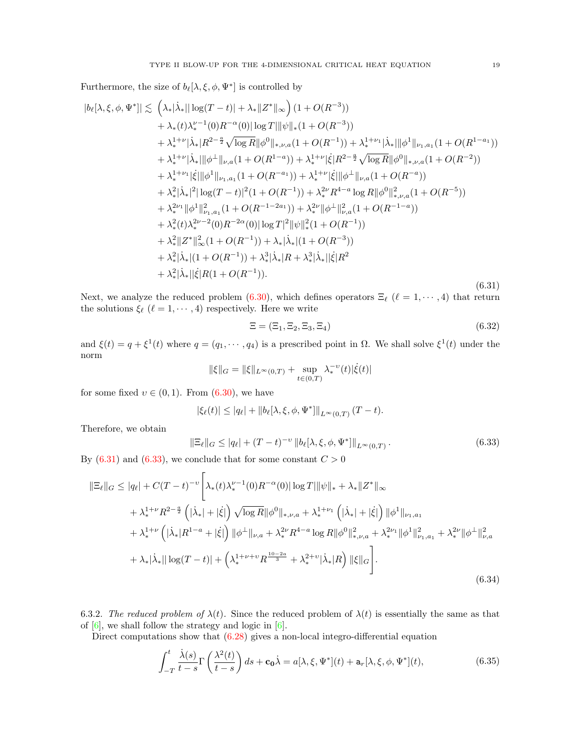Furthermore, the size of $b_\ell[\lambda,\xi,\phi,\Psi^*]$ is controlled by

$$
\begin{aligned}
|b_\ell[\lambda,\xi,\phi,\Psi^*]| \lesssim\ & \left(\lambda_*|\dot\lambda_*||\log(T-t)| + \lambda_*\|Z^*\|_\infty\right)(1+O(R^{-3}))\\
&+ \lambda_*(t)\lambda_*^{\nu-1}(0)R^{-\alpha}(0)|\log T|\|\psi\|_*(1+O(R^{-3}))\\
&+ \lambda_*^{1+\nu}|\dot\lambda_*|R^{2-\frac{a}{2}}\sqrt{\log R}\|\phi^0\|_{*,\nu,a}(1+O(R^{-1})) + \lambda_*^{1+\nu_1}|\dot\lambda_*|\|\phi^1\|_{\nu_1,a_1}(1+O(R^{1-a_1}))\\
&+ \lambda_*^{1+\nu}|\dot\lambda_*|\|\phi^\perp\|_{\nu,a}(1+O(R^{1-a})) + \lambda_*^{1+\nu}|\dot\xi|R^{2-\frac{a}{2}}\sqrt{\log R}\|\phi^0\|_{*,\nu,a}(1+O(R^{-2}))\\
&+ \lambda_*^{1+\nu_1}|\dot\xi|\|\phi^1\|_{\nu_1,a_1}(1+O(R^{-a_1})) + \lambda_*^{1+\nu}|\dot\xi|\|\phi^\perp\|_{\nu,a}(1+O(R^{-a}))\\
&+ \lambda_*^2|\dot\lambda_*|^2|\log(T-t)|^2(1+O(R^{-1})) + \lambda_*^{2\nu}R^{4-a}\log R\|\phi^0\|^2_{*,\nu,a}(1+O(R^{-5}))\\
&+ \lambda_*^{2\nu_1}\|\phi^1\|^2_{\nu_1,a_1}(1+O(R^{-1-2a_1})) + \lambda_*^{2\nu}\|\phi^\perp\|^2_{\nu,a}(1+O(R^{-1-a}))\\
&+ \lambda_*^2(t)\lambda_*^{2\nu-2}(0)R^{-2\alpha}(0)|\log T|^2\|\psi\|_*^2(1+O(R^{-1}))\\
&+ \lambda_*^2\|Z^*\|^2_\infty(1+O(R^{-1})) + \lambda_*|\dot\lambda_*|(1+O(R^{-3}))\\
&+ \lambda_*^2|\dot\lambda_*|(1+O(R^{-1})) + \lambda_*^3|\dot\lambda_*|R + \lambda_*^3|\dot\lambda_*||\dot\xi|R^2\\
&+ \lambda_*^2|\dot\lambda_*||\dot\xi|R(1+O(R^{-1})).
\end{aligned}
\tag{6.31}
$$

Next, we analyze the reduced problem (6.30), which defines operators $\Xi_\ell$ ($\ell = 1,\cdots,4$) that return the solutions $\xi_\ell$ ($\ell=1,\cdots,4$) respectively. Here we write

$$
\Xi = (\Xi_1,\Xi_2,\Xi_3,\Xi_4) \tag{6.32}
$$

and $\xi(t) = q + \xi^1(t)$ where $q = (q_1,\cdots,q_4)$ is a prescribed point in $\Omega$. We shall solve $\xi^1(t)$ under the norm

$$
\|\xi\|_G = \|\xi\|_{L^\infty(0,T)} + \sup_{t\in(0,T)} \lambda_*^{-\upsilon}(t)|\dot\xi(t)|
$$

for some fixed $\upsilon \in (0,1)$. From (6.30), we have

$$
|\xi_\ell(t)| \le |q_\ell| + \|b_\ell[\lambda,\xi,\phi,\Psi^*]\|_{L^\infty(0,T)}(T-t).
$$

Therefore, we obtain

$$
\|\Xi_\ell\|_G \le |q_\ell| + (T-t)^{-\upsilon}\|b_\ell[\lambda,\xi,\phi,\Psi^*]\|_{L^\infty(0,T)}. \tag{6.33}
$$

By (6.31) and (6.33), we conclude that for some constant $C>0$

$$
\begin{aligned}
\|\Xi_\ell\|_G \le\ & |q_\ell| + C(T-t)^{-\upsilon}\Bigg[\lambda_*(t)\lambda_*^{\nu-1}(0)R^{-\alpha}(0)|\log T|\|\psi\|_* + \lambda_*\|Z^*\|_\infty\\
&+ \lambda_*^{1+\nu}R^{2-\frac{a}{2}}\left(|\dot\lambda_*| + |\dot\xi|\right)\sqrt{\log R}\|\phi^0\|_{*,\nu,a} + \lambda_*^{1+\nu_1}\left(|\dot\lambda_*|+|\dot\xi|\right)\|\phi^1\|_{\nu_1,a_1}\\
&+ \lambda_*^{1+\nu}\left(|\dot\lambda_*|R^{1-a} + |\dot\xi|\right)\|\phi^\perp\|_{\nu,a} + \lambda_*^{2\nu}R^{4-a}\log R\|\phi^0\|^2_{*,\nu,a} + \lambda_*^{2\nu_1}\|\phi^1\|^2_{\nu_1,a_1} + \lambda_*^{2\nu}\|\phi^\perp\|^2_{\nu,a}\\
&+ \lambda_*|\dot\lambda_*||\log(T-t)| + \left(\lambda_*^{1+\nu+\upsilon}R^{\frac{10-2a}{3}} + \lambda_*^{2+\upsilon}|\dot\lambda_*|R\right)\|\xi\|_G\Bigg].
\end{aligned}
\tag{6.34}
$$

6.3.2. *The reduced problem of $\lambda(t)$.* Since the reduced problem of $\lambda(t)$ is essentially the same as that of [6], we shall follow the strategy and logic in [6].

Direct computations show that (6.28) gives a non-local integro-differential equation

$$
\int_{-T}^t \frac{\dot\lambda(s)}{t-s}\Gamma\left(\frac{\lambda^2(t)}{t-s}\right)ds + \mathbf{c_0}\dot\lambda = a[\lambda,\xi,\Psi^*](t) + \mathtt{a}_r[\lambda,\xi,\phi,\Psi^*](t), \tag{6.35}
$$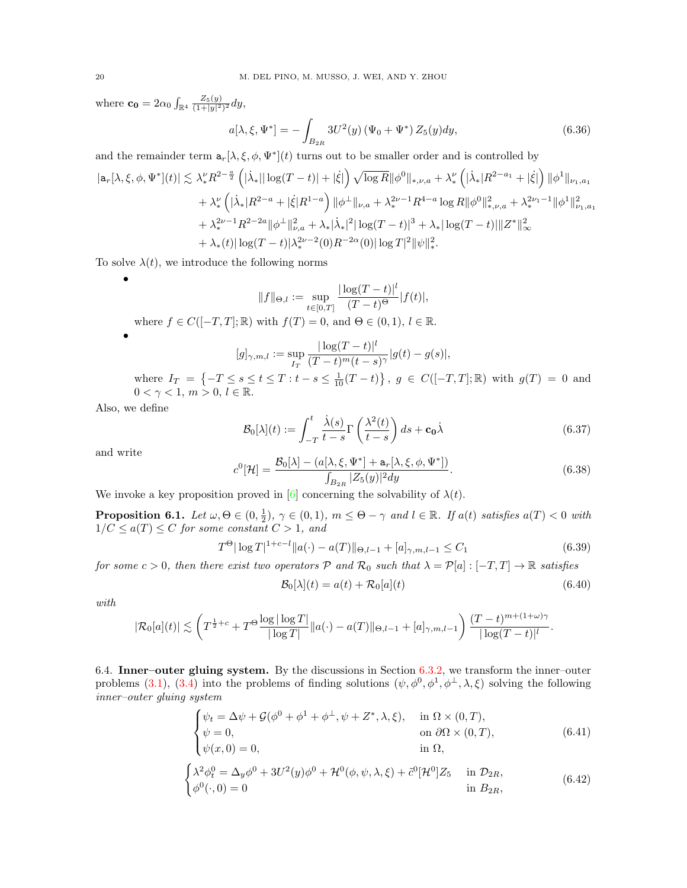where $\mathbf{c_0} = 2\alpha_0 \int_{\mathbb{R}^4} \frac{Z_5(y)}{(1+|y|^2)^2} dy$,

$$a[\lambda, \xi, \Psi^*] = -\int_{B_{2R}} 3U^2(y) \left(\Psi_0 + \Psi^*\right) Z_5(y) dy, \tag{6.36}$$

and the remainder term $\mathtt{a}_r[\lambda, \xi, \phi, \Psi^*](t)$ turns out to be smaller order and is controlled by

$$\begin{aligned}
|\mathtt{a}_r[\lambda, \xi, \phi, \Psi^*](t)| \lesssim\ & \lambda_*^\nu R^{2-\frac{a}{2}} \left(|\dot\lambda_*||\log(T-t)| + |\dot\xi|\right) \sqrt{\log R} \|\phi^0\|_{*,\nu,a} + \lambda_*^\nu \left(|\dot\lambda_*| R^{2-a_1} + |\dot\xi|\right) \|\phi^1\|_{\nu_1,a_1} \\
& + \lambda_*^\nu \left(|\dot\lambda_*| R^{2-a} + |\dot\xi| R^{1-a}\right) \|\phi^\perp\|_{\nu,a} + \lambda_*^{2\nu-1} R^{4-a} \log R \|\phi^0\|^2_{*,\nu,a} + \lambda_*^{2\nu_1-1} \|\phi^1\|^2_{\nu_1,a_1} \\
& + \lambda_*^{2\nu-1} R^{2-2a} \|\phi^\perp\|^2_{\nu,a} + \lambda_* |\dot\lambda_*|^2 |\log(T-t)|^3 + \lambda_* |\log(T-t)| \|Z^*\|^2_\infty \\
& + \lambda_*(t) |\log(T-t)| \lambda_*^{2\nu-2}(0) R^{-2\alpha}(0) |\log T|^2 \|\psi\|^2_*.
\end{aligned}$$

To solve $\lambda(t)$, we introduce the following norms

- $$\|f\|_{\Theta,l} := \sup_{t\in[0,T]} \frac{|\log(T-t)|^l}{(T-t)^\Theta} |f(t)|,$$
  where $f \in C([-T,T];\mathbb{R})$ with $f(T) = 0$, and $\Theta \in (0,1)$, $l \in \mathbb{R}$.
- $$[g]_{\gamma,m,l} := \sup_{I_T} \frac{|\log(T-t)|^l}{(T-t)^m (t-s)^\gamma} |g(t) - g(s)|,$$
  where $I_T = \left\{-T \le s \le t \le T : t - s \le \frac{1}{10}(T-t)\right\}$, $g \in C([-T,T];\mathbb{R})$ with $g(T) = 0$ and $0 < \gamma < 1$, $m > 0$, $l \in \mathbb{R}$.

Also, we define

$$\mathcal{B}_0[\lambda](t) := \int_{-T}^t \frac{\dot\lambda(s)}{t-s} \Gamma\left(\frac{\lambda^2(t)}{t-s}\right) ds + \mathbf{c_0}\dot\lambda \tag{6.37}$$

and write

$$c^0[\mathcal{H}] = \frac{\mathcal{B}_0[\lambda] - (a[\lambda, \xi, \Psi^*] + \mathtt{a}_r[\lambda, \xi, \phi, \Psi^*])}{\int_{B_{2R}} |Z_5(y)|^2 dy}. \tag{6.38}$$

We invoke a key proposition proved in [6] concerning the solvability of $\lambda(t)$.

**Proposition 6.1.** *Let $\omega, \Theta \in (0, \frac{1}{2})$, $\gamma \in (0,1)$, $m \le \Theta - \gamma$ and $l \in \mathbb{R}$. If $a(t)$ satisfies $a(T) < 0$ with $1/C \le a(T) \le C$ for some constant $C > 1$, and*

$$T^\Theta |\log T|^{1+c-l} \|a(\cdot) - a(T)\|_{\Theta,l-1} + [a]_{\gamma,m,l-1} \le C_1 \tag{6.39}$$

*for some $c > 0$, then there exist two operators $\mathcal{P}$ and $\mathcal{R}_0$ such that $\lambda = \mathcal{P}[a] : [-T,T] \to \mathbb{R}$ satisfies*

$$\mathcal{B}_0[\lambda](t) = a(t) + \mathcal{R}_0[a](t) \tag{6.40}$$

*with*

$$|\mathcal{R}_0[a](t)| \lesssim \left(T^{\frac{1}{2}+c} + T^\Theta \frac{\log|\log T|}{|\log T|} \|a(\cdot) - a(T)\|_{\Theta,l-1} + [a]_{\gamma,m,l-1}\right) \frac{(T-t)^{m+(1+\omega)\gamma}}{|\log(T-t)|^l}.$$

6.4. **Inner–outer gluing system.** By the discussions in Section 6.3.2, we transform the inner–outer problems (3.1), (3.4) into the problems of finding solutions $(\psi, \phi^0, \phi^1, \phi^\perp, \lambda, \xi)$ solving the following *inner–outer gluing system*

$$\begin{cases} \psi_t = \Delta\psi + \mathcal{G}(\phi^0 + \phi^1 + \phi^\perp, \psi + Z^*, \lambda, \xi), & \text{in } \Omega \times (0,T), \\ \psi = 0, & \text{on } \partial\Omega \times (0,T), \\ \psi(x,0) = 0, & \text{in } \Omega, \end{cases} \tag{6.41}$$

$$\begin{cases} \lambda^2 \phi^0_t = \Delta_y \phi^0 + 3U^2(y)\phi^0 + \mathcal{H}^0(\phi, \psi, \lambda, \xi) + \tilde c^0[\mathcal{H}^0] Z_5 & \text{in } \mathcal{D}_{2R}, \\ \phi^0(\cdot, 0) = 0 & \text{in } B_{2R}, \end{cases} \tag{6.42}$$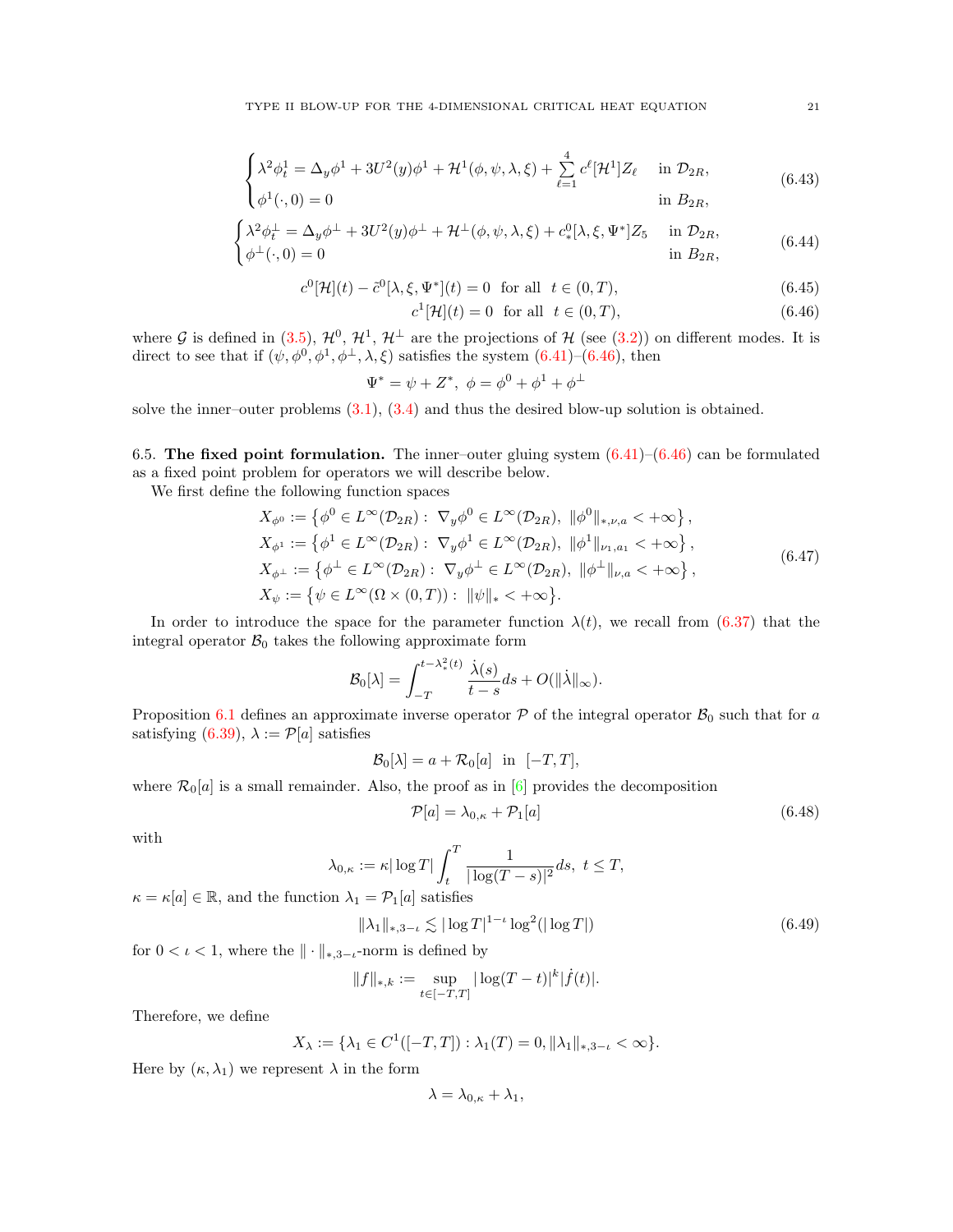$$
\begin{cases}
\lambda^2 \phi^1_t = \Delta_y \phi^1 + 3U^2(y)\phi^1 + \mathcal{H}^1(\phi,\psi,\lambda,\xi) + \sum\limits_{\ell=1}^{4} c^\ell[\mathcal{H}^1] Z_\ell & \text{in } \mathcal{D}_{2R}, \\
\phi^1(\cdot,0) = 0 & \text{in } B_{2R},
\end{cases}
\tag{6.43}
$$

$$
\begin{cases}
\lambda^2 \phi^\perp_t = \Delta_y \phi^\perp + 3U^2(y)\phi^\perp + \mathcal{H}^\perp(\phi,\psi,\lambda,\xi) + c^0_*[\lambda,\xi,\Psi^*] Z_5 & \text{in } \mathcal{D}_{2R}, \\
\phi^\perp(\cdot,0) = 0 & \text{in } B_{2R},
\end{cases}
\tag{6.44}
$$

$$
c^0[\mathcal{H}](t) - \tilde{c}^0[\lambda,\xi,\Psi^*](t) = 0 \ \text{ for all } \ t \in (0,T), \tag{6.45}
$$

$$
c^1[\mathcal{H}](t) = 0 \ \text{ for all } \ t \in (0,T), \tag{6.46}
$$

where $\mathcal{G}$ is defined in (3.5), $\mathcal{H}^0$, $\mathcal{H}^1$, $\mathcal{H}^\perp$ are the projections of $\mathcal{H}$ (see (3.2)) on different modes. It is direct to see that if $(\psi, \phi^0, \phi^1, \phi^\perp, \lambda, \xi)$ satisfies the system (6.41)–(6.46), then

$$
\Psi^* = \psi + Z^*, \ \phi = \phi^0 + \phi^1 + \phi^\perp
$$

solve the inner–outer problems (3.1), (3.4) and thus the desired blow-up solution is obtained.

6.5. **The fixed point formulation.** The inner–outer gluing system (6.41)–(6.46) can be formulated as a fixed point problem for operators we will describe below.

We first define the following function spaces

$$
\begin{aligned}
X_{\phi^0} &:= \left\{ \phi^0 \in L^\infty(\mathcal{D}_{2R}) : \ \nabla_y \phi^0 \in L^\infty(\mathcal{D}_{2R}), \ \|\phi^0\|_{*,\nu,a} < +\infty \right\}, \\
X_{\phi^1} &:= \left\{ \phi^1 \in L^\infty(\mathcal{D}_{2R}) : \ \nabla_y \phi^1 \in L^\infty(\mathcal{D}_{2R}), \ \|\phi^1\|_{\nu_1,a_1} < +\infty \right\}, \\
X_{\phi^\perp} &:= \left\{ \phi^\perp \in L^\infty(\mathcal{D}_{2R}) : \ \nabla_y \phi^\perp \in L^\infty(\mathcal{D}_{2R}), \ \|\phi^\perp\|_{\nu,a} < +\infty \right\}, \\
X_\psi &:= \left\{ \psi \in L^\infty(\Omega \times (0,T)) : \ \|\psi\|_* < +\infty \right\}.
\end{aligned}
\tag{6.47}
$$

In order to introduce the space for the parameter function $\lambda(t)$, we recall from (6.37) that the integral operator $\mathcal{B}_0$ takes the following approximate form

$$
\mathcal{B}_0[\lambda] = \int_{-T}^{t-\lambda_*^2(t)} \frac{\dot{\lambda}(s)}{t-s} ds + O(\|\dot{\lambda}\|_\infty).
$$

Proposition 6.1 defines an approximate inverse operator $\mathcal{P}$ of the integral operator $\mathcal{B}_0$ such that for $a$ satisfying (6.39), $\lambda := \mathcal{P}[a]$ satisfies

$$
\mathcal{B}_0[\lambda] = a + \mathcal{R}_0[a] \ \text{ in } \ [-T,T],
$$

where $\mathcal{R}_0[a]$ is a small remainder. Also, the proof as in [6] provides the decomposition

$$
\mathcal{P}[a] = \lambda_{0,\kappa} + \mathcal{P}_1[a] \tag{6.48}
$$

with

$$
\lambda_{0,\kappa} := \kappa |\log T| \int_t^T \frac{1}{|\log(T-s)|^2} ds, \ t \le T,
$$

$\kappa = \kappa[a] \in \mathbb{R}$, and the function $\lambda_1 = \mathcal{P}_1[a]$ satisfies

$$
\|\lambda_1\|_{*,3-\iota} \lesssim |\log T|^{1-\iota} \log^2(|\log T|) \tag{6.49}
$$

for $0 < \iota < 1$, where the $\|\cdot\|_{*,3-\iota}$-norm is defined by

$$
\|f\|_{*,k} := \sup_{t \in [-T,T]} |\log(T-t)|^k |\dot{f}(t)|.
$$

Therefore, we define

$$
X_\lambda := \{\lambda_1 \in C^1([-T,T]) : \lambda_1(T) = 0, \|\lambda_1\|_{*,3-\iota} < \infty\}.
$$

Here by $(\kappa, \lambda_1)$ we represent $\lambda$ in the form

$$
\lambda = \lambda_{0,\kappa} + \lambda_1,
$$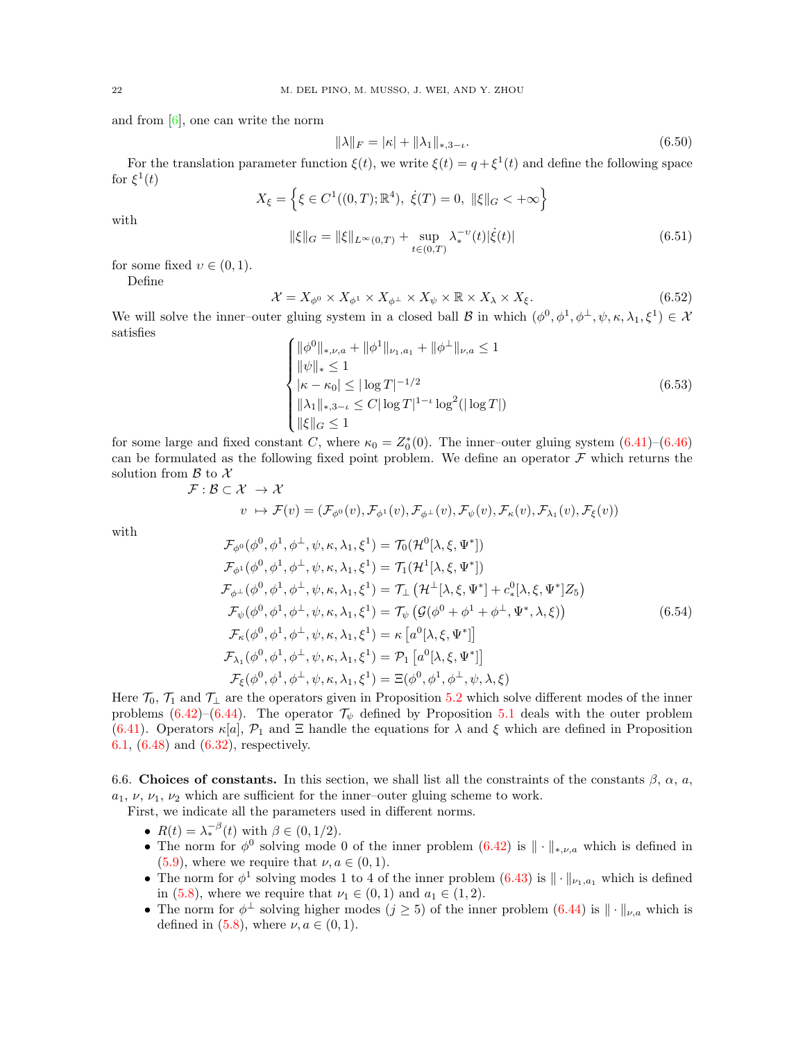and from [6], one can write the norm

$$\|\lambda\|_F = |\kappa| + \|\lambda_1\|_{*,3-\iota}. \tag{6.50}$$

For the translation parameter function $\xi(t)$, we write $\xi(t) = q + \xi^1(t)$ and define the following space for $\xi^1(t)$

$$X_\xi = \left\{ \xi \in C^1((0,T);\mathbb{R}^4),\ \dot{\xi}(T) = 0,\ \|\xi\|_G < +\infty \right\}$$

with

$$\|\xi\|_G = \|\xi\|_{L^\infty(0,T)} + \sup_{t\in(0,T)} \lambda_*^{-\upsilon}(t)|\dot{\xi}(t)| \tag{6.51}$$

for some fixed $\upsilon \in (0,1)$.

Define

$$\mathcal{X} = X_{\phi^0} \times X_{\phi^1} \times X_{\phi^\perp} \times X_\psi \times \mathbb{R} \times X_\lambda \times X_\xi. \tag{6.52}$$

We will solve the inner–outer gluing system in a closed ball $\mathcal{B}$ in which $(\phi^0, \phi^1, \phi^\perp, \psi, \kappa, \lambda_1, \xi^1) \in \mathcal{X}$ satisfies

$$\begin{cases} \|\phi^0\|_{*,\nu,a} + \|\phi^1\|_{\nu_1,a_1} + \|\phi^\perp\|_{\nu,a} \le 1 \\ \|\psi\|_* \le 1 \\ |\kappa - \kappa_0| \le |\log T|^{-1/2} \\ \|\lambda_1\|_{*,3-\iota} \le C|\log T|^{1-\iota}\log^2(|\log T|) \\ \|\xi\|_G \le 1 \end{cases} \tag{6.53}$$

for some large and fixed constant $C$, where $\kappa_0 = Z_0^*(0)$. The inner–outer gluing system (6.41)–(6.46) can be formulated as the following fixed point problem. We define an operator $\mathcal{F}$ which returns the solution from $\mathcal{B}$ to $\mathcal{X}$

$$\begin{aligned} \mathcal{F} : \mathcal{B} \subset \mathcal{X} &\to \mathcal{X} \\ v &\mapsto \mathcal{F}(v) = (\mathcal{F}_{\phi^0}(v), \mathcal{F}_{\phi^1}(v), \mathcal{F}_{\phi^\perp}(v), \mathcal{F}_\psi(v), \mathcal{F}_\kappa(v), \mathcal{F}_{\lambda_1}(v), \mathcal{F}_\xi(v)) \end{aligned}$$

with

$$\begin{aligned} \mathcal{F}_{\phi^0}(\phi^0, \phi^1, \phi^\perp, \psi, \kappa, \lambda_1, \xi^1) &= \mathcal{T}_0(\mathcal{H}^0[\lambda, \xi, \Psi^*]) \\ \mathcal{F}_{\phi^1}(\phi^0, \phi^1, \phi^\perp, \psi, \kappa, \lambda_1, \xi^1) &= \mathcal{T}_1(\mathcal{H}^1[\lambda, \xi, \Psi^*]) \\ \mathcal{F}_{\phi^\perp}(\phi^0, \phi^1, \phi^\perp, \psi, \kappa, \lambda_1, \xi^1) &= \mathcal{T}_\perp\left(\mathcal{H}^\perp[\lambda, \xi, \Psi^*] + c_*^0[\lambda, \xi, \Psi^*]Z_5\right) \\ \mathcal{F}_\psi(\phi^0, \phi^1, \phi^\perp, \psi, \kappa, \lambda_1, \xi^1) &= \mathcal{T}_\psi\left(\mathcal{G}(\phi^0 + \phi^1 + \phi^\perp, \Psi^*, \lambda, \xi)\right) \\ \mathcal{F}_\kappa(\phi^0, \phi^1, \phi^\perp, \psi, \kappa, \lambda_1, \xi^1) &= \kappa\left[a^0[\lambda, \xi, \Psi^*]\right] \\ \mathcal{F}_{\lambda_1}(\phi^0, \phi^1, \phi^\perp, \psi, \kappa, \lambda_1, \xi^1) &= \mathcal{P}_1\left[a^0[\lambda, \xi, \Psi^*]\right] \\ \mathcal{F}_\xi(\phi^0, \phi^1, \phi^\perp, \psi, \kappa, \lambda_1, \xi^1) &= \Xi(\phi^0, \phi^1, \phi^\perp, \psi, \lambda, \xi) \end{aligned} \tag{6.54}$$

Here $\mathcal{T}_0$, $\mathcal{T}_1$ and $\mathcal{T}_\perp$ are the operators given in Proposition 5.2 which solve different modes of the inner problems (6.42)–(6.44). The operator $\mathcal{T}_\psi$ defined by Proposition 5.1 deals with the outer problem (6.41). Operators $\kappa[a]$, $\mathcal{P}_1$ and $\Xi$ handle the equations for $\lambda$ and $\xi$ which are defined in Proposition 6.1, (6.48) and (6.32), respectively.

## 6.6. Choices of constants.

In this section, we shall list all the constraints of the constants $\beta$, $\alpha$, $a$, $a_1$, $\nu$, $\nu_1$, $\nu_2$ which are sufficient for the inner–outer gluing scheme to work.

First, we indicate all the parameters used in different norms.

- $R(t) = \lambda_*^{-\beta}(t)$ with $\beta \in (0, 1/2)$.
- The norm for $\phi^0$ solving mode 0 of the inner problem (6.42) is $\|\cdot\|_{*,\nu,a}$ which is defined in (5.9), where we require that $\nu, a \in (0,1)$.
- The norm for $\phi^1$ solving modes 1 to 4 of the inner problem (6.43) is $\|\cdot\|_{\nu_1,a_1}$ which is defined in (5.8), where we require that $\nu_1 \in (0,1)$ and $a_1 \in (1,2)$.
- The norm for $\phi^\perp$ solving higher modes ($j \ge 5$) of the inner problem (6.44) is $\|\cdot\|_{\nu,a}$ which is defined in (5.8), where $\nu, a \in (0,1)$.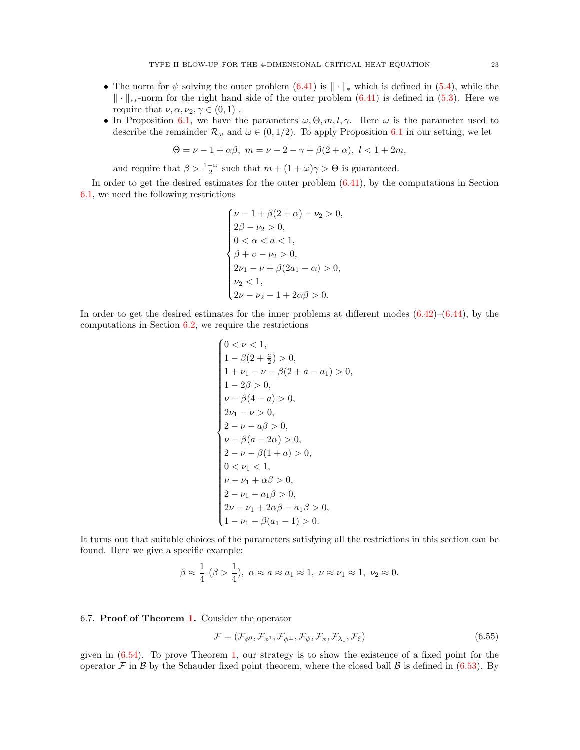- The norm for $\psi$ solving the outer problem (6.41) is $\|\cdot\|_*$ which is defined in (5.4), while the $\|\cdot\|_{**}$-norm for the right hand side of the outer problem (6.41) is defined in (5.3). Here we require that $\nu, \alpha, \nu_2, \gamma \in (0,1)$ .
- In Proposition 6.1, we have the parameters $\omega, \Theta, m, l, \gamma$. Here $\omega$ is the parameter used to describe the remainder $\mathcal{R}_\omega$ and $\omega \in (0, 1/2)$. To apply Proposition 6.1 in our setting, we let

$$\Theta = \nu - 1 + \alpha\beta,\ m = \nu - 2 - \gamma + \beta(2+\alpha),\ l < 1 + 2m,$$

and require that $\beta > \frac{1-\omega}{2}$ such that $m + (1+\omega)\gamma > \Theta$ is guaranteed.

In order to get the desired estimates for the outer problem (6.41), by the computations in Section 6.1, we need the following restrictions

$$\begin{cases} \nu - 1 + \beta(2+\alpha) - \nu_2 > 0, \\ 2\beta - \nu_2 > 0, \\ 0 < \alpha < a < 1, \\ \beta + \upsilon - \nu_2 > 0, \\ 2\nu_1 - \nu + \beta(2a_1 - \alpha) > 0, \\ \nu_2 < 1, \\ 2\nu - \nu_2 - 1 + 2\alpha\beta > 0. \end{cases}$$

In order to get the desired estimates for the inner problems at different modes (6.42)–(6.44), by the computations in Section 6.2, we require the restrictions

$$\begin{cases} 0 < \nu < 1, \\ 1 - \beta(2 + \frac{a}{2}) > 0, \\ 1 + \nu_1 - \nu - \beta(2 + a - a_1) > 0, \\ 1 - 2\beta > 0, \\ \nu - \beta(4 - a) > 0, \\ 2\nu_1 - \nu > 0, \\ 2 - \nu - a\beta > 0, \\ \nu - \beta(a - 2\alpha) > 0, \\ 2 - \nu - \beta(1 + a) > 0, \\ 0 < \nu_1 < 1, \\ \nu - \nu_1 + \alpha\beta > 0, \\ 2 - \nu_1 - a_1\beta > 0, \\ 2\nu - \nu_1 + 2\alpha\beta - a_1\beta > 0, \\ 1 - \nu_1 - \beta(a_1 - 1) > 0. \end{cases}$$

It turns out that suitable choices of the parameters satisfying all the restrictions in this section can be found. Here we give a specific example:

$$\beta \approx \frac{1}{4}\ (\beta > \frac{1}{4}),\ \alpha \approx a \approx a_1 \approx 1,\ \nu \approx \nu_1 \approx 1,\ \nu_2 \approx 0.$$

### 6.7. **Proof of Theorem 1.**

Consider the operator

$$\mathcal{F} = (\mathcal{F}_{\phi^0}, \mathcal{F}_{\phi^1}, \mathcal{F}_{\phi^\perp}, \mathcal{F}_{\psi}, \mathcal{F}_{\kappa}, \mathcal{F}_{\lambda_1}, \mathcal{F}_{\xi}) \tag{6.55}$$

given in (6.54). To prove Theorem 1, our strategy is to show the existence of a fixed point for the operator $\mathcal{F}$ in $\mathcal{B}$ by the Schauder fixed point theorem, where the closed ball $\mathcal{B}$ is defined in (6.53). By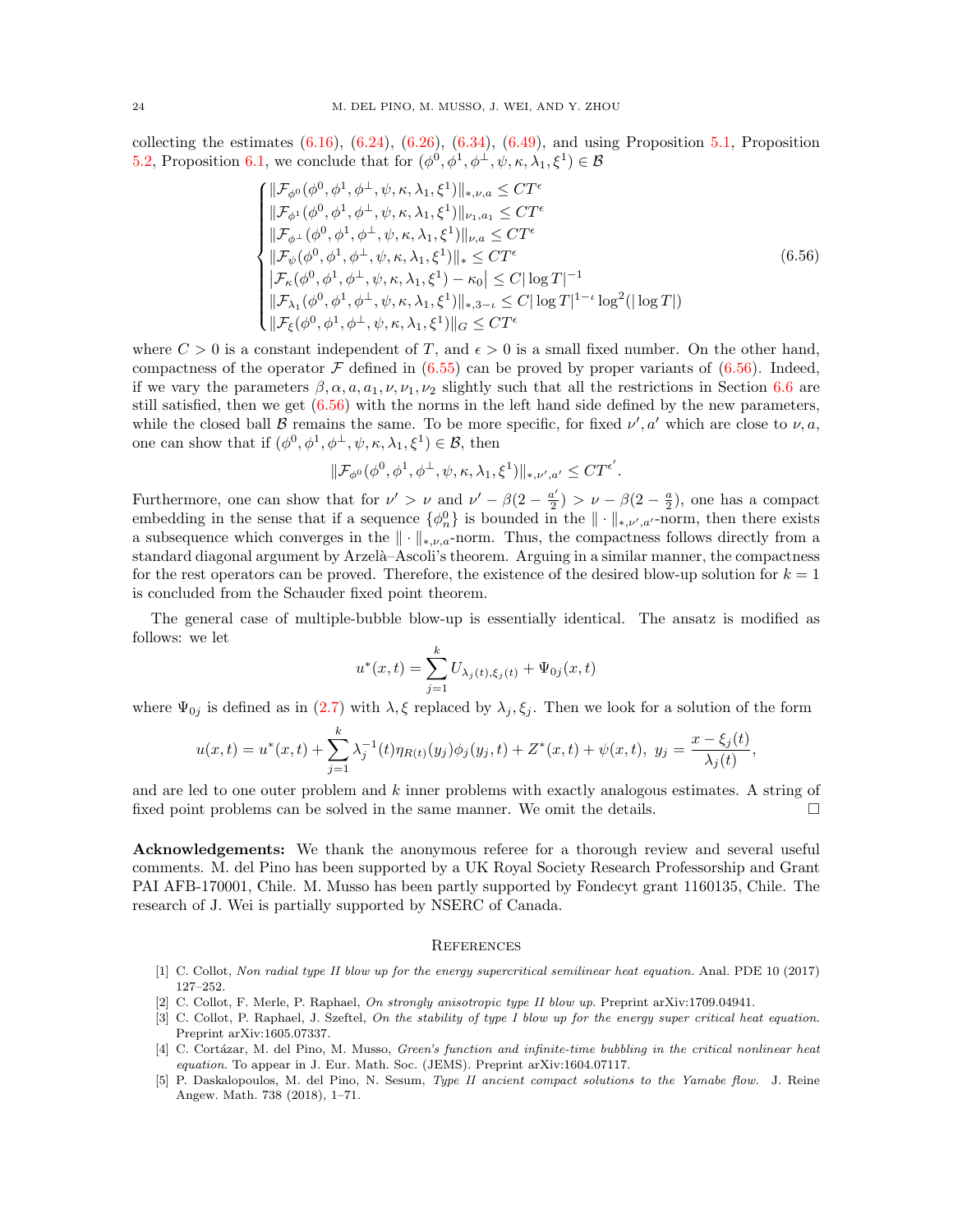collecting the estimates (6.16), (6.24), (6.26), (6.34), (6.49), and using Proposition 5.1, Proposition 5.2, Proposition 6.1, we conclude that for $(\phi^0, \phi^1, \phi^\perp, \psi, \kappa, \lambda_1, \xi^1) \in \mathcal{B}$

$$
\begin{cases}
\|\mathcal{F}_{\phi^0}(\phi^0, \phi^1, \phi^\perp, \psi, \kappa, \lambda_1, \xi^1)\|_{*,\nu,a} \le CT^\epsilon \\
\|\mathcal{F}_{\phi^1}(\phi^0, \phi^1, \phi^\perp, \psi, \kappa, \lambda_1, \xi^1)\|_{\nu_1,a_1} \le CT^\epsilon \\
\|\mathcal{F}_{\phi^\perp}(\phi^0, \phi^1, \phi^\perp, \psi, \kappa, \lambda_1, \xi^1)\|_{\nu,a} \le CT^\epsilon \\
\|\mathcal{F}_{\psi}(\phi^0, \phi^1, \phi^\perp, \psi, \kappa, \lambda_1, \xi^1)\|_{*} \le CT^\epsilon \\
\left|\mathcal{F}_{\kappa}(\phi^0, \phi^1, \phi^\perp, \psi, \kappa, \lambda_1, \xi^1) - \kappa_0\right| \le C|\log T|^{-1} \\
\|\mathcal{F}_{\lambda_1}(\phi^0, \phi^1, \phi^\perp, \psi, \kappa, \lambda_1, \xi^1)\|_{*,3-\iota} \le C|\log T|^{1-\iota}\log^2(|\log T|) \\
\|\mathcal{F}_{\xi}(\phi^0, \phi^1, \phi^\perp, \psi, \kappa, \lambda_1, \xi^1)\|_{G} \le CT^\epsilon
\end{cases}
\tag{6.56}
$$

where $C > 0$ is a constant independent of $T$, and $\epsilon > 0$ is a small fixed number. On the other hand, compactness of the operator $\mathcal{F}$ defined in (6.55) can be proved by proper variants of (6.56). Indeed, if we vary the parameters $\beta, \alpha, a, a_1, \nu, \nu_1, \nu_2$ slightly such that all the restrictions in Section 6.6 are still satisfied, then we get (6.56) with the norms in the left hand side defined by the new parameters, while the closed ball $\mathcal{B}$ remains the same. To be more specific, for fixed $\nu', a'$ which are close to $\nu, a$, one can show that if $(\phi^0, \phi^1, \phi^\perp, \psi, \kappa, \lambda_1, \xi^1) \in \mathcal{B}$, then

$$
\|\mathcal{F}_{\phi^0}(\phi^0, \phi^1, \phi^\perp, \psi, \kappa, \lambda_1, \xi^1)\|_{*,\nu',a'} \le CT^{\epsilon'}.
$$

Furthermore, one can show that for $\nu' > \nu$ and $\nu' - \beta(2 - \frac{a'}{2}) > \nu - \beta(2 - \frac{a}{2})$, one has a compact embedding in the sense that if a sequence $\{\phi^0_n\}$ is bounded in the $\|\cdot\|_{*,\nu',a'}$-norm, then there exists a subsequence which converges in the $\|\cdot\|_{*,\nu,a}$-norm. Thus, the compactness follows directly from a standard diagonal argument by Arzelà–Ascoli's theorem. Arguing in a similar manner, the compactness for the rest operators can be proved. Therefore, the existence of the desired blow-up solution for $k = 1$ is concluded from the Schauder fixed point theorem.

The general case of multiple-bubble blow-up is essentially identical. The ansatz is modified as follows: we let

$$
u^*(x,t) = \sum_{j=1}^{k} U_{\lambda_j(t),\xi_j(t)} + \Psi_{0j}(x,t)
$$

where $\Psi_{0j}$ is defined as in (2.7) with $\lambda, \xi$ replaced by $\lambda_j, \xi_j$. Then we look for a solution of the form

$$
u(x,t) = u^*(x,t) + \sum_{j=1}^{k} \lambda_j^{-1}(t)\eta_{R(t)}(y_j)\phi_j(y_j,t) + Z^*(x,t) + \psi(x,t),\ y_j = \frac{x - \xi_j(t)}{\lambda_j(t)},
$$

and are led to one outer problem and $k$ inner problems with exactly analogous estimates. A string of fixed point problems can be solved in the same manner. We omit the details. □

**Acknowledgements:** We thank the anonymous referee for a thorough review and several useful comments. M. del Pino has been supported by a UK Royal Society Research Professorship and Grant PAI AFB-170001, Chile. M. Musso has been partly supported by Fondecyt grant 1160135, Chile. The research of J. Wei is partially supported by NSERC of Canada.

## References

[1] C. Collot, *Non radial type II blow up for the energy supercritical semilinear heat equation.* Anal. PDE 10 (2017) 127–252.

[2] C. Collot, F. Merle, P. Raphael, *On strongly anisotropic type II blow up.* Preprint arXiv:1709.04941.

[3] C. Collot, P. Raphael, J. Szeftel, *On the stability of type I blow up for the energy super critical heat equation.* Preprint arXiv:1605.07337.

[4] C. Cortázar, M. del Pino, M. Musso, *Green's function and infinite-time bubbling in the critical nonlinear heat equation.* To appear in J. Eur. Math. Soc. (JEMS). Preprint arXiv:1604.07117.

[5] P. Daskalopoulos, M. del Pino, N. Sesum, *Type II ancient compact solutions to the Yamabe flow.* J. Reine Angew. Math. 738 (2018), 1–71.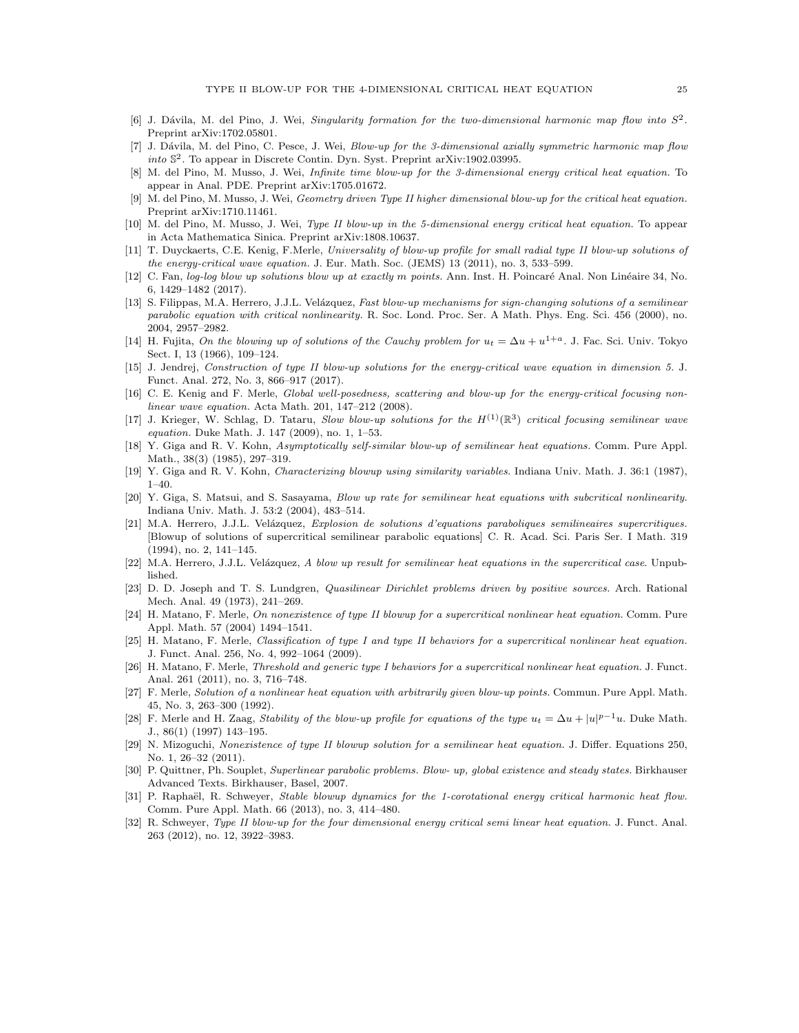[6] J. Dávila, M. del Pino, J. Wei, *Singularity formation for the two-dimensional harmonic map flow into $S^2$*. Preprint arXiv:1702.05801.

[7] J. Dávila, M. del Pino, C. Pesce, J. Wei, *Blow-up for the 3-dimensional axially symmetric harmonic map flow into $\mathbb{S}^2$*. To appear in Discrete Contin. Dyn. Syst. Preprint arXiv:1902.03995.

[8] M. del Pino, M. Musso, J. Wei, *Infinite time blow-up for the 3-dimensional energy critical heat equation.* To appear in Anal. PDE. Preprint arXiv:1705.01672.

[9] M. del Pino, M. Musso, J. Wei, *Geometry driven Type II higher dimensional blow-up for the critical heat equation.* Preprint arXiv:1710.11461.

[10] M. del Pino, M. Musso, J. Wei, *Type II blow-up in the 5-dimensional energy critical heat equation.* To appear in Acta Mathematica Sinica. Preprint arXiv:1808.10637.

[11] T. Duyckaerts, C.E. Kenig, F.Merle, *Universality of blow-up profile for small radial type II blow-up solutions of the energy-critical wave equation.* J. Eur. Math. Soc. (JEMS) 13 (2011), no. 3, 533–599.

[12] C. Fan, *log-log blow up solutions blow up at exactly m points.* Ann. Inst. H. Poincaré Anal. Non Linéaire 34, No. 6, 1429–1482 (2017).

[13] S. Filippas, M.A. Herrero, J.J.L. Velázquez, *Fast blow-up mechanisms for sign-changing solutions of a semilinear parabolic equation with critical nonlinearity.* R. Soc. Lond. Proc. Ser. A Math. Phys. Eng. Sci. 456 (2000), no. 2004, 2957–2982.

[14] H. Fujita, *On the blowing up of solutions of the Cauchy problem for $u_t = \Delta u + u^{1+a}$*. J. Fac. Sci. Univ. Tokyo Sect. I, 13 (1966), 109–124.

[15] J. Jendrej, *Construction of type II blow-up solutions for the energy-critical wave equation in dimension 5.* J. Funct. Anal. 272, No. 3, 866–917 (2017).

[16] C. E. Kenig and F. Merle, *Global well-posedness, scattering and blow-up for the energy-critical focusing nonlinear wave equation.* Acta Math. 201, 147–212 (2008).

[17] J. Krieger, W. Schlag, D. Tataru, *Slow blow-up solutions for the $H^{(1)}(\mathbb{R}^3)$ critical focusing semilinear wave equation.* Duke Math. J. 147 (2009), no. 1, 1–53.

[18] Y. Giga and R. V. Kohn, *Asymptotically self-similar blow-up of semilinear heat equations.* Comm. Pure Appl. Math., 38(3) (1985), 297–319.

[19] Y. Giga and R. V. Kohn, *Characterizing blowup using similarity variables*. Indiana Univ. Math. J. 36:1 (1987), 1–40.

[20] Y. Giga, S. Matsui, and S. Sasayama, *Blow up rate for semilinear heat equations with subcritical nonlinearity.* Indiana Univ. Math. J. 53:2 (2004), 483–514.

[21] M.A. Herrero, J.J.L. Velázquez, *Explosion de solutions d'equations paraboliques semilineaires supercritiques.* [Blowup of solutions of supercritical semilinear parabolic equations] C. R. Acad. Sci. Paris Ser. I Math. 319 (1994), no. 2, 141–145.

[22] M.A. Herrero, J.J.L. Velázquez, *A blow up result for semilinear heat equations in the supercritical case*. Unpublished.

[23] D. D. Joseph and T. S. Lundgren, *Quasilinear Dirichlet problems driven by positive sources.* Arch. Rational Mech. Anal. 49 (1973), 241–269.

[24] H. Matano, F. Merle, *On nonexistence of type II blowup for a supercritical nonlinear heat equation.* Comm. Pure Appl. Math. 57 (2004) 1494–1541.

[25] H. Matano, F. Merle, *Classification of type I and type II behaviors for a supercritical nonlinear heat equation.* J. Funct. Anal. 256, No. 4, 992–1064 (2009).

[26] H. Matano, F. Merle, *Threshold and generic type I behaviors for a supercritical nonlinear heat equation.* J. Funct. Anal. 261 (2011), no. 3, 716–748.

[27] F. Merle, *Solution of a nonlinear heat equation with arbitrarily given blow-up points.* Commun. Pure Appl. Math. 45, No. 3, 263–300 (1992).

[28] F. Merle and H. Zaag, *Stability of the blow-up profile for equations of the type $u_t = \Delta u + |u|^{p-1}u$.* Duke Math. J., 86(1) (1997) 143–195.

[29] N. Mizoguchi, *Nonexistence of type II blowup solution for a semilinear heat equation.* J. Differ. Equations 250, No. 1, 26–32 (2011).

[30] P. Quittner, Ph. Souplet, *Superlinear parabolic problems. Blow- up, global existence and steady states.* Birkhauser Advanced Texts. Birkhauser, Basel, 2007.

[31] P. Raphaël, R. Schweyer, *Stable blowup dynamics for the 1-corotational energy critical harmonic heat flow.* Comm. Pure Appl. Math. 66 (2013), no. 3, 414–480.

[32] R. Schweyer, *Type II blow-up for the four dimensional energy critical semi linear heat equation.* J. Funct. Anal. 263 (2012), no. 12, 3922–3983.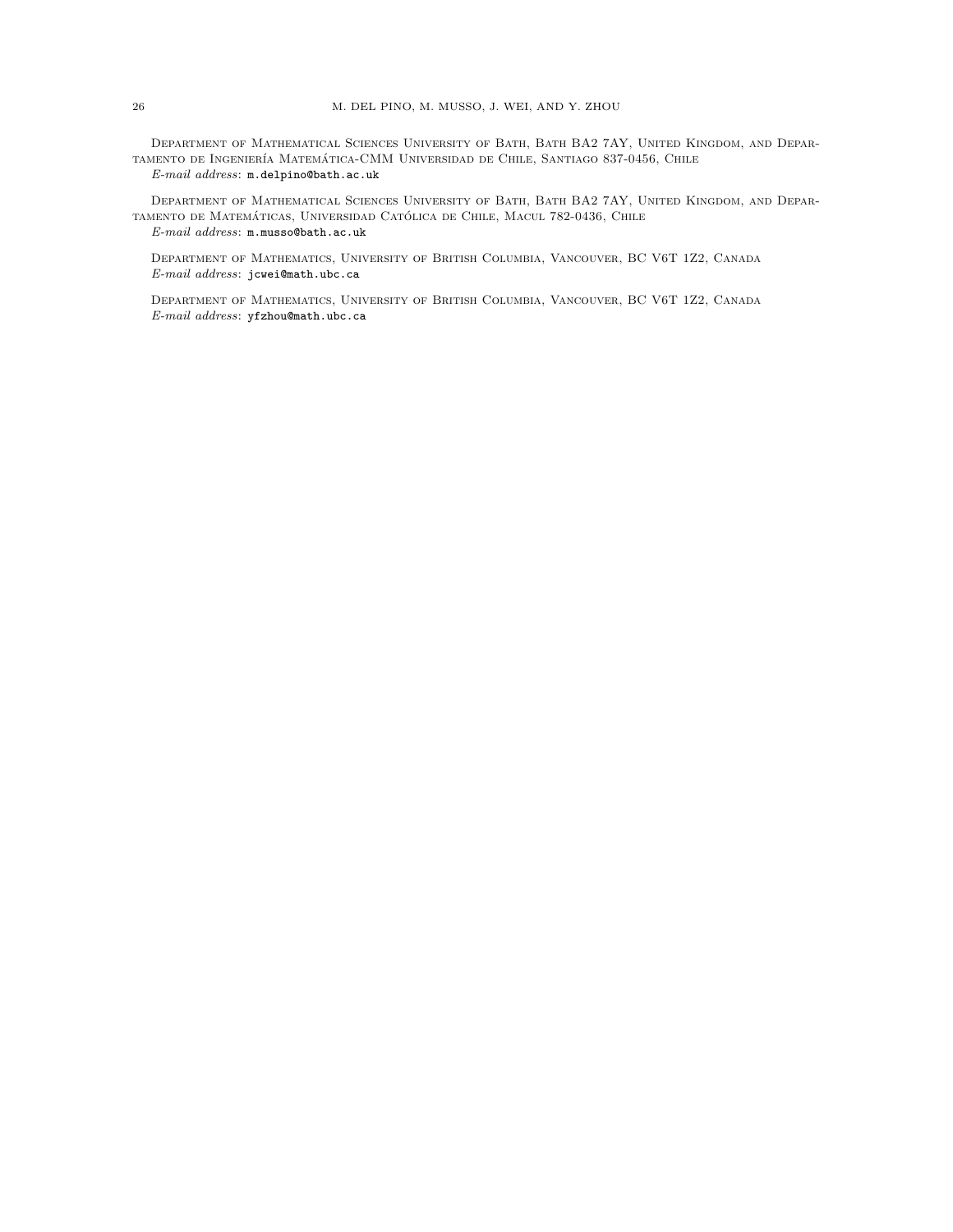Department of Mathematical Sciences University of Bath, Bath BA2 7AY, United Kingdom, and Departamento de Ingeniería Matemática-CMM Universidad de Chile, Santiago 837-0456, Chile
*E-mail address*: m.delpino@bath.ac.uk

Department of Mathematical Sciences University of Bath, Bath BA2 7AY, United Kingdom, and Departamento de Matemáticas, Universidad Católica de Chile, Macul 782-0436, Chile
*E-mail address*: m.musso@bath.ac.uk

Department of Mathematics, University of British Columbia, Vancouver, BC V6T 1Z2, Canada
*E-mail address*: jcwei@math.ubc.ca

Department of Mathematics, University of British Columbia, Vancouver, BC V6T 1Z2, Canada
*E-mail address*: yfzhou@math.ubc.ca